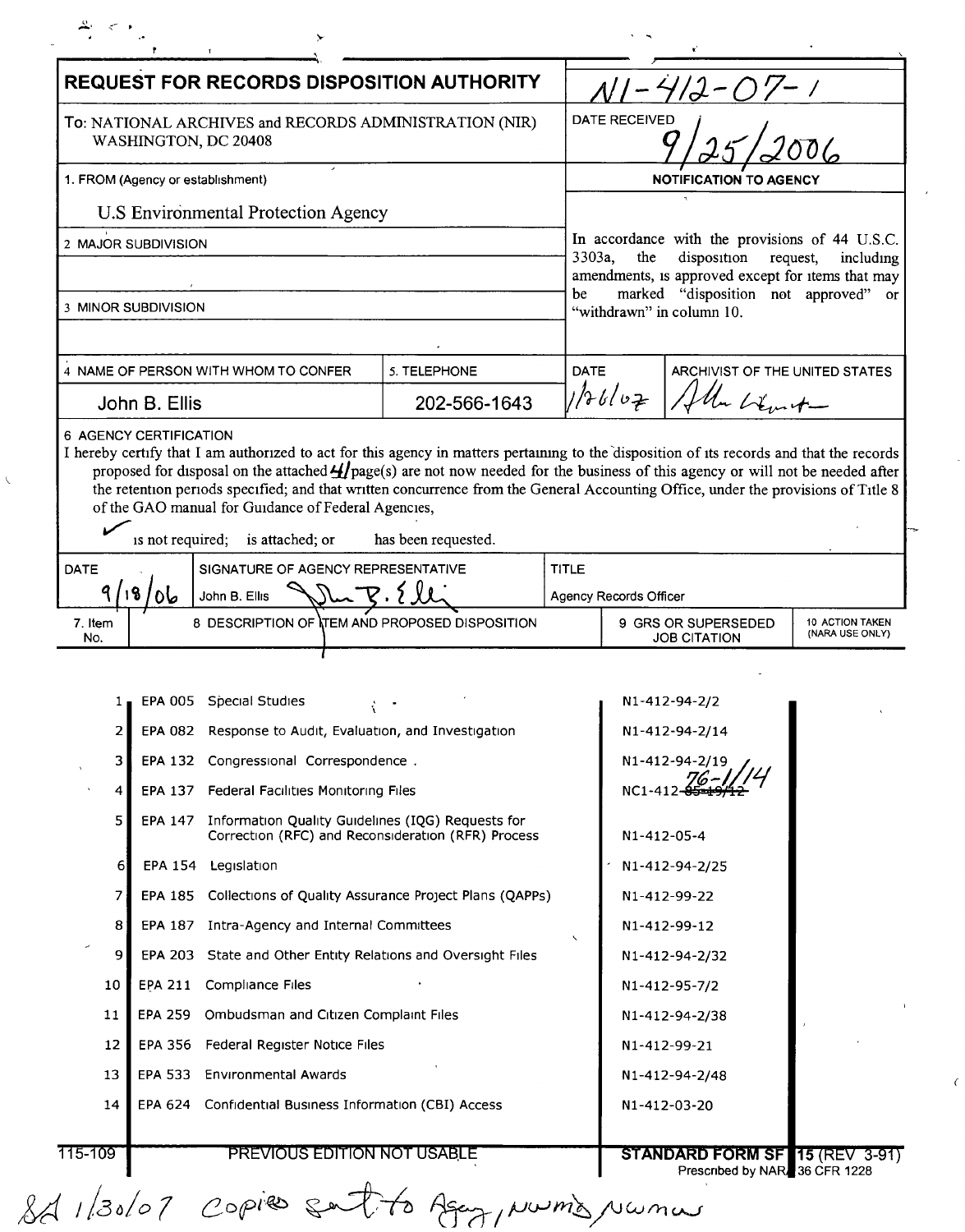# REQUEST FOR RECORDS DISPOSITION AUTHORITY

N1-412-07-1

To: NATIONAL ARCHIVES and RECORDS ADMINISTRATION (NIR)
WASHINGTON, DC 20408

DATE RECEIVED: 9/25/2006

1. FROM (Agency or establishment)

U.S Environmental Protection Agency

2. MAJOR SUBDIVISION

3. MINOR SUBDIVISION

**NOTIFICATION TO AGENCY**

In accordance with the provisions of 44 U.S.C. 3303a, the disposition request, including amendments, is approved except for items that may be marked "disposition not approved" or "withdrawn" in column 10.

| 4. NAME OF PERSON WITH WHOM TO CONFER | 5. TELEPHONE | DATE | ARCHIVIST OF THE UNITED STATES |
|---|---|---|---|
| John B. Ellis | 202-566-1643 | 1/26/07 | [signature] |

6. AGENCY CERTIFICATION

I hereby certify that I am authorized to act for this agency in matters pertaining to the disposition of its records and that the records proposed for disposal on the attached 41 page(s) are not now needed for the business of this agency or will not be needed after the retention periods specified; and that written concurrence from the General Accounting Office, under the provisions of Title 8 of the GAO manual for Guidance of Federal Agencies,

✓ is not required; is attached; or has been requested.

| DATE | SIGNATURE OF AGENCY REPRESENTATIVE | TITLE |
|---|---|---|
| 9/18/06 | John B. Ellis [signature] | Agency Records Officer |

| 7. Item No. | 8. DESCRIPTION OF ITEM AND PROPOSED DISPOSITION | | 9. GRS OR SUPERSEDED JOB CITATION | 10. ACTION TAKEN (NARA USE ONLY) |
|---|---|---|---|---|
| 1 | EPA 005 | Special Studies | N1-412-94-2/2 | |
| 2 | EPA 082 | Response to Audit, Evaluation, and Investigation | N1-412-94-2/14 | |
| 3 | EPA 132 | Congressional Correspondence . | N1-412-94-2/19 | |
| 4 | EPA 137 | Federal Facilities Monitoring Files | NC1-412-~~85-19/12~~ 76-1/14 | |
| 5 | EPA 147 | Information Quality Guidelines (IQG) Requests for Correction (RFC) and Reconsideration (RFR) Process | N1-412-05-4 | |
| 6 | EPA 154 | Legislation | N1-412-94-2/25 | |
| 7 | EPA 185 | Collections of Quality Assurance Project Plans (QAPPs) | N1-412-99-22 | |
| 8 | EPA 187 | Intra-Agency and Internal Committees | N1-412-99-12 | |
| 9 | EPA 203 | State and Other Entity Relations and Oversight Files | N1-412-94-2/32 | |
| 10 | EPA 211 | Compliance Files | N1-412-95-7/2 | |
| 11 | EPA 259 | Ombudsman and Citizen Complaint Files | N1-412-94-2/38 | |
| 12 | EPA 356 | Federal Register Notice Files | N1-412-99-21 | |
| 13 | EPA 533 | Environmental Awards | N1-412-94-2/48 | |
| 14 | EPA 624 | Confidential Business Information (CBI) Access | N1-412-03-20 | |

115-109 PREVIOUS EDITION NOT USABLE — STANDARD FORM SF 115 (REV 3-91) Prescribed by NARA 36 CFR 1228

SA 1/30/07 copies sent to Agency, NWMD, NWMW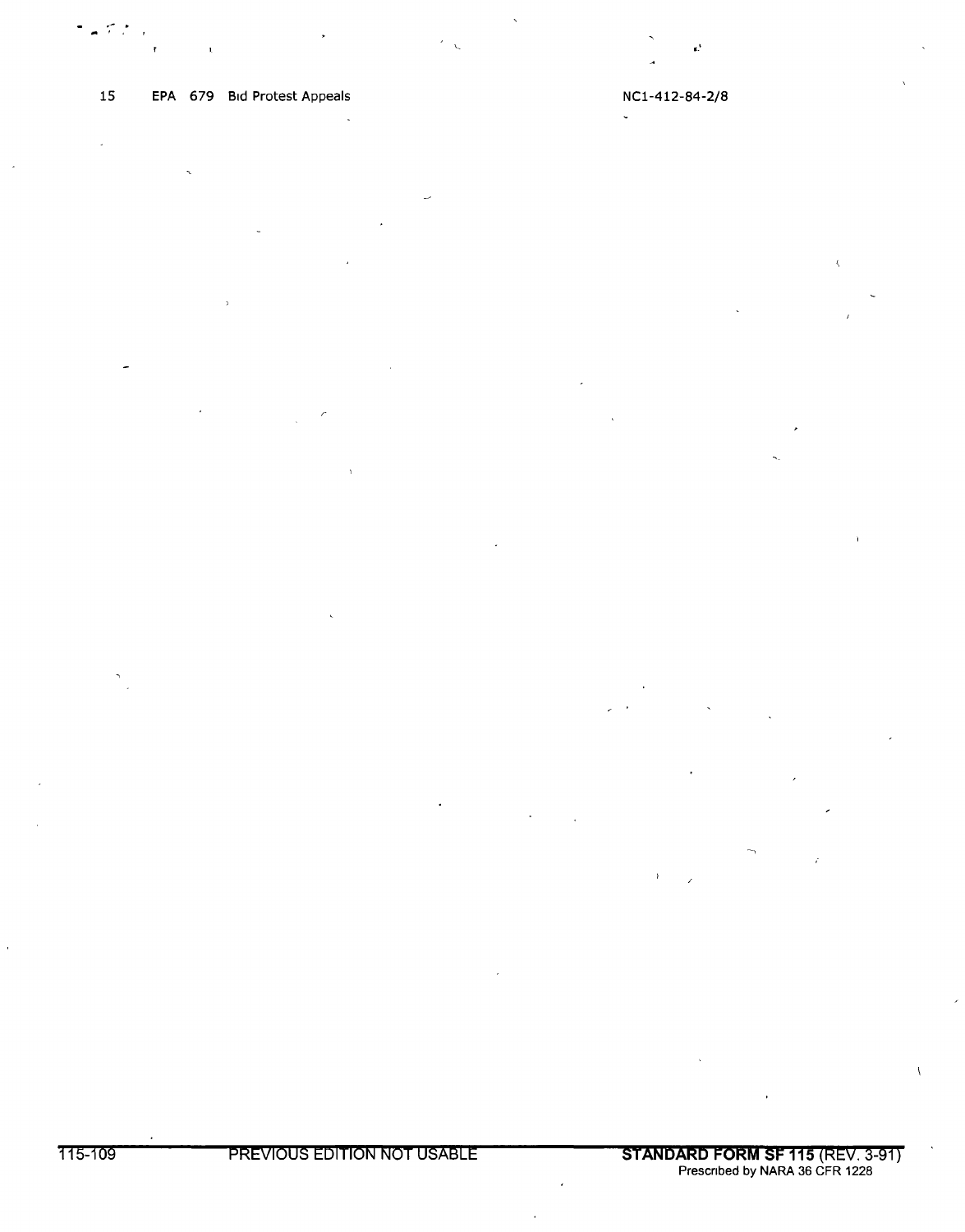15 EPA 679 Bid Protest Appeals NC1-412-84-2/8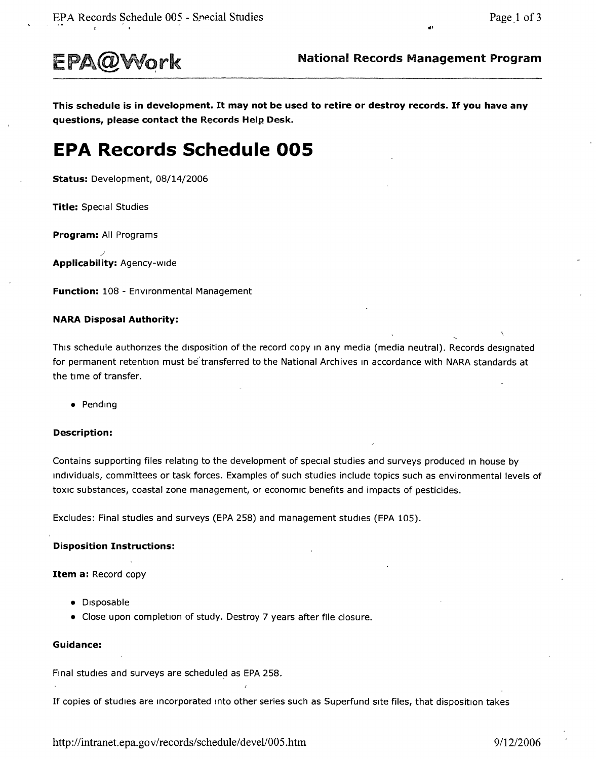EPA@Work

**National Records Management Program**

**This schedule is in development. It may not be used to retire or destroy records. If you have any questions, please contact the Records Help Desk.**

# EPA Records Schedule 005

**Status:** Development, 08/14/2006

**Title:** Special Studies

**Program:** All Programs

**Applicability:** Agency-wide

**Function:** 108 - Environmental Management

**NARA Disposal Authority:**

This schedule authorizes the disposition of the record copy in any media (media neutral). Records designated for permanent retention must be transferred to the National Archives in accordance with NARA standards at the time of transfer.

- Pending

**Description:**

Contains supporting files relating to the development of special studies and surveys produced in house by individuals, committees or task forces. Examples of such studies include topics such as environmental levels of toxic substances, coastal zone management, or economic benefits and impacts of pesticides.

Excludes: Final studies and surveys (EPA 258) and management studies (EPA 105).

**Disposition Instructions:**

**Item a:** Record copy

- Disposable
- Close upon completion of study. Destroy 7 years after file closure.

**Guidance:**

Final studies and surveys are scheduled as EPA 258.

If copies of studies are incorporated into other series such as Superfund site files, that disposition takes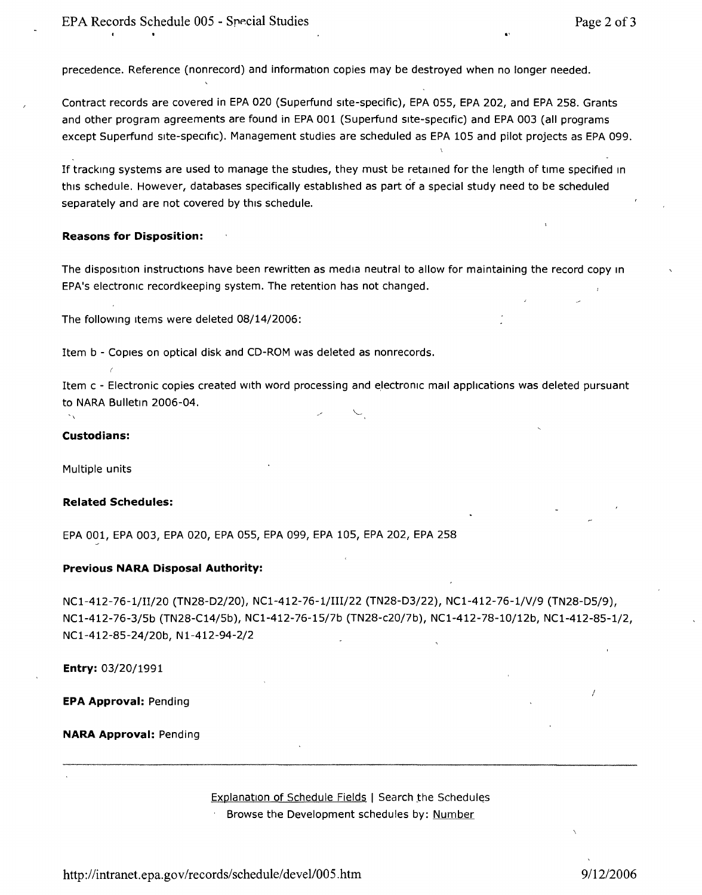precedence. Reference (nonrecord) and information copies may be destroyed when no longer needed.

Contract records are covered in EPA 020 (Superfund site-specific), EPA 055, EPA 202, and EPA 258. Grants and other program agreements are found in EPA 001 (Superfund site-specific) and EPA 003 (all programs except Superfund site-specific). Management studies are scheduled as EPA 105 and pilot projects as EPA 099.

If tracking systems are used to manage the studies, they must be retained for the length of time specified in this schedule. However, databases specifically established as part of a special study need to be scheduled separately and are not covered by this schedule.

**Reasons for Disposition:**

The disposition instructions have been rewritten as media neutral to allow for maintaining the record copy in EPA's electronic recordkeeping system. The retention has not changed.

The following items were deleted 08/14/2006:

Item b - Copies on optical disk and CD-ROM was deleted as nonrecords.

Item c - Electronic copies created with word processing and electronic mail applications was deleted pursuant to NARA Bulletin 2006-04.

**Custodians:**

Multiple units

**Related Schedules:**

EPA 001, EPA 003, EPA 020, EPA 055, EPA 099, EPA 105, EPA 202, EPA 258

**Previous NARA Disposal Authority:**

NC1-412-76-1/II/20 (TN28-D2/20), NC1-412-76-1/III/22 (TN28-D3/22), NC1-412-76-1/V/9 (TN28-D5/9), NC1-412-76-3/5b (TN28-C14/5b), NC1-412-76-15/7b (TN28-c20/7b), NC1-412-78-10/12b, NC1-412-85-1/2, NC1-412-85-24/20b, N1-412-94-2/2

**Entry:** 03/20/1991

**EPA Approval:** Pending

**NARA Approval:** Pending

---

Explanation of Schedule Fields | Search the Schedules
Browse the Development schedules by: Number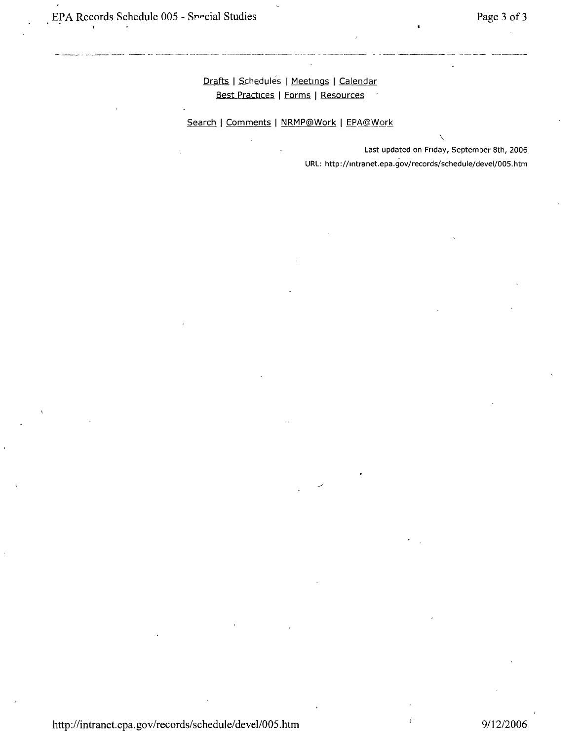Drafts | Schedules | Meetings | Calendar
Best Practices | Forms | Resources

Search | Comments | NRMP@Work | EPA@Work

Last updated on Friday, September 8th, 2006

URL: http://intranet.epa.gov/records/schedule/devel/005.htm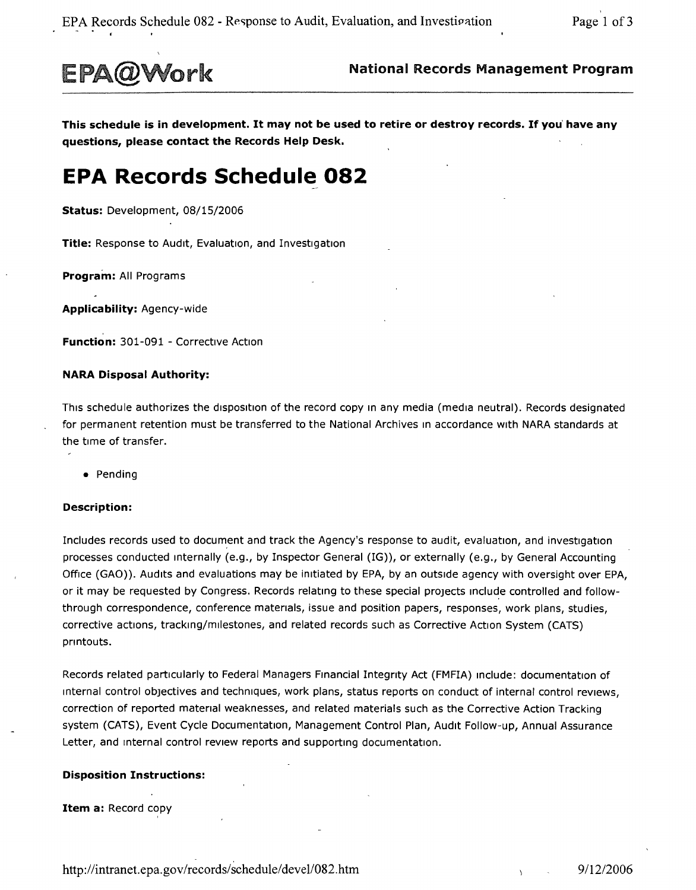**EPA@Work** **National Records Management Program**

**This schedule is in development. It may not be used to retire or destroy records. If you have any questions, please contact the Records Help Desk.**

# EPA Records Schedule 082

**Status:** Development, 08/15/2006

**Title:** Response to Audit, Evaluation, and Investigation

**Program:** All Programs

**Applicability:** Agency-wide

**Function:** 301-091 - Corrective Action

**NARA Disposal Authority:**

This schedule authorizes the disposition of the record copy in any media (media neutral). Records designated for permanent retention must be transferred to the National Archives in accordance with NARA standards at the time of transfer.

- Pending

**Description:**

Includes records used to document and track the Agency's response to audit, evaluation, and investigation processes conducted internally (e.g., by Inspector General (IG)), or externally (e.g., by General Accounting Office (GAO)). Audits and evaluations may be initiated by EPA, by an outside agency with oversight over EPA, or it may be requested by Congress. Records relating to these special projects include controlled and follow-through correspondence, conference materials, issue and position papers, responses, work plans, studies, corrective actions, tracking/milestones, and related records such as Corrective Action System (CATS) printouts.

Records related particularly to Federal Managers Financial Integrity Act (FMFIA) include: documentation of internal control objectives and techniques, work plans, status reports on conduct of internal control reviews, correction of reported material weaknesses, and related materials such as the Corrective Action Tracking system (CATS), Event Cycle Documentation, Management Control Plan, Audit Follow-up, Annual Assurance Letter, and internal control review reports and supporting documentation.

**Disposition Instructions:**

**Item a:** Record copy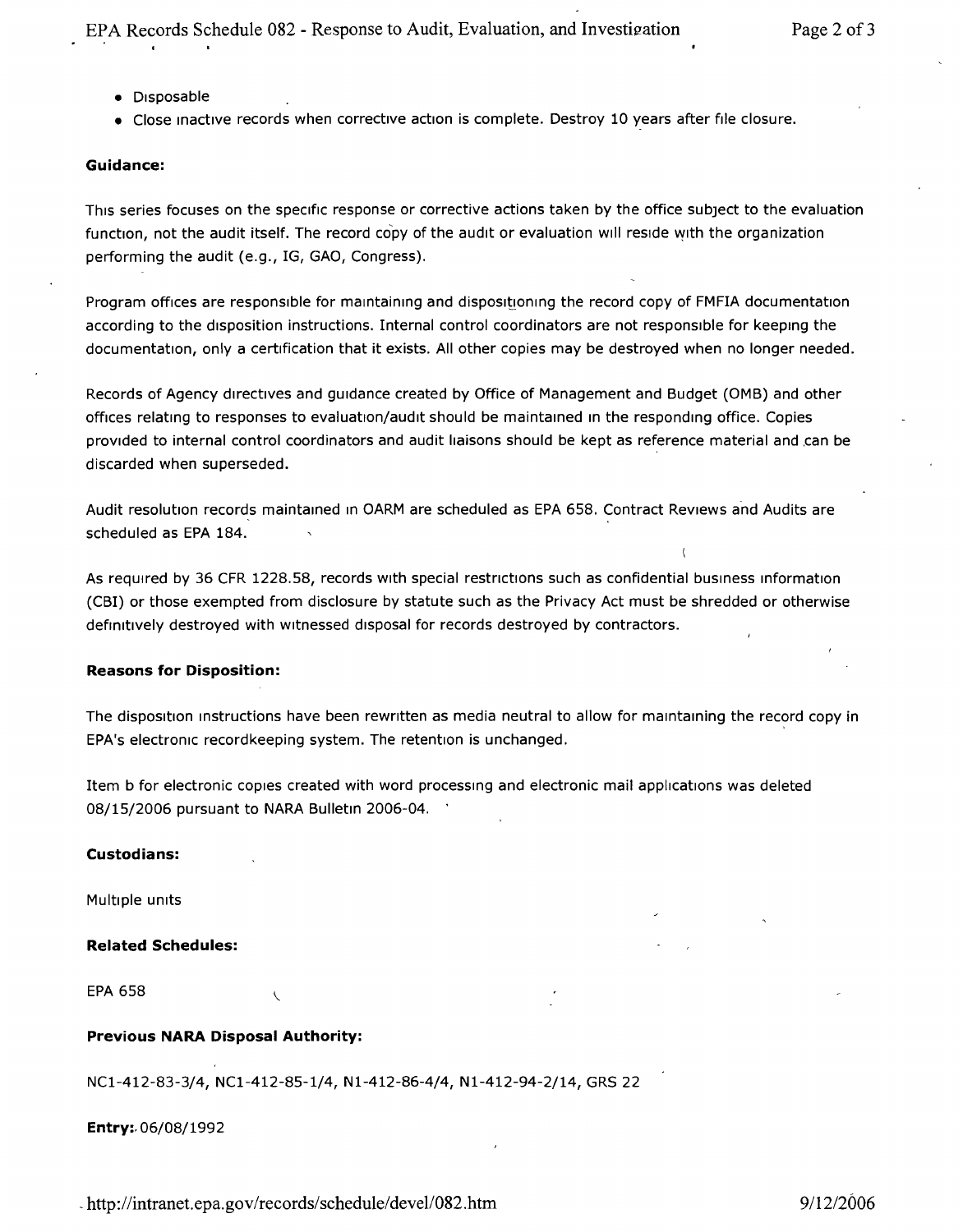- Disposable
- Close inactive records when corrective action is complete. Destroy 10 years after file closure.

**Guidance:**

This series focuses on the specific response or corrective actions taken by the office subject to the evaluation function, not the audit itself. The record copy of the audit or evaluation will reside with the organization performing the audit (e.g., IG, GAO, Congress).

Program offices are responsible for maintaining and dispositioning the record copy of FMFIA documentation according to the disposition instructions. Internal control coordinators are not responsible for keeping the documentation, only a certification that it exists. All other copies may be destroyed when no longer needed.

Records of Agency directives and guidance created by Office of Management and Budget (OMB) and other offices relating to responses to evaluation/audit should be maintained in the responding office. Copies provided to internal control coordinators and audit liaisons should be kept as reference material and can be discarded when superseded.

Audit resolution records maintained in OARM are scheduled as EPA 658. Contract Reviews and Audits are scheduled as EPA 184.

As required by 36 CFR 1228.58, records with special restrictions such as confidential business information (CBI) or those exempted from disclosure by statute such as the Privacy Act must be shredded or otherwise definitively destroyed with witnessed disposal for records destroyed by contractors.

**Reasons for Disposition:**

The disposition instructions have been rewritten as media neutral to allow for maintaining the record copy in EPA's electronic recordkeeping system. The retention is unchanged.

Item b for electronic copies created with word processing and electronic mail applications was deleted 08/15/2006 pursuant to NARA Bulletin 2006-04.

**Custodians:**

Multiple units

**Related Schedules:**

EPA 658

**Previous NARA Disposal Authority:**

NC1-412-83-3/4, NC1-412-85-1/4, N1-412-86-4/4, N1-412-94-2/14, GRS 22

**Entry:** 06/08/1992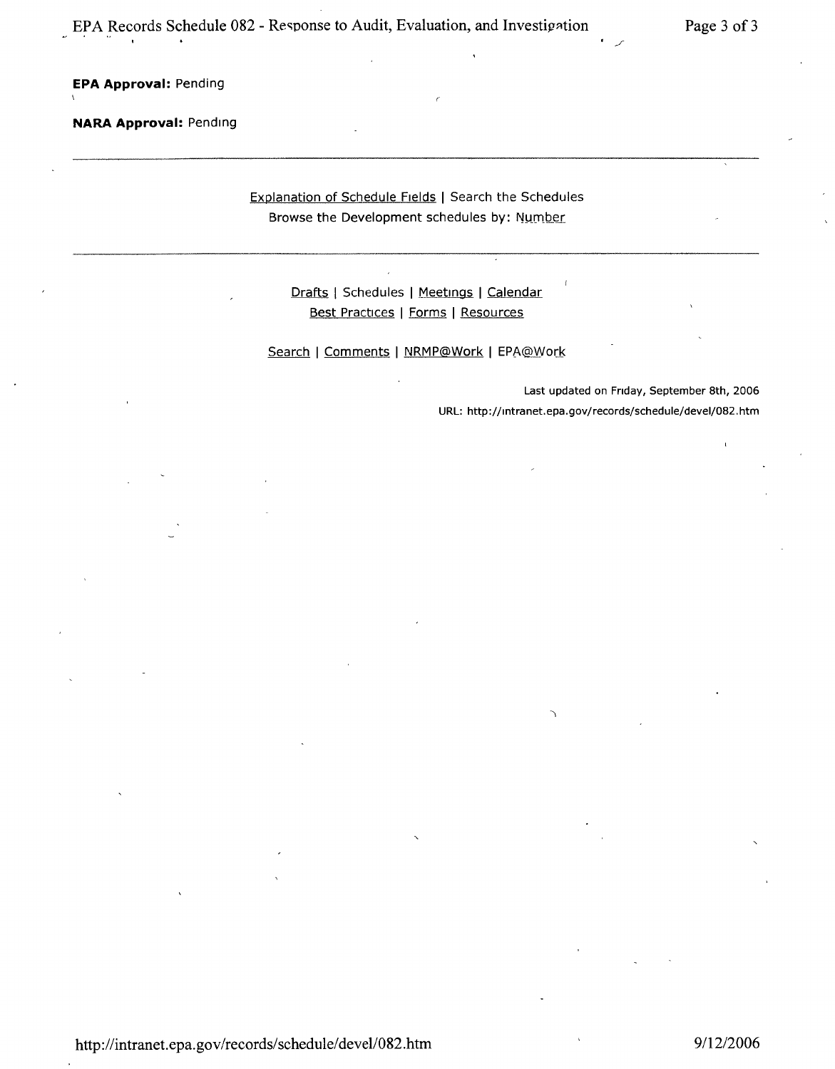**EPA Approval:** Pending

**NARA Approval:** Pending

---

Explanation of Schedule Fields | Search the Schedules
Browse the Development schedules by: Number

---

Drafts | Schedules | Meetings | Calendar
Best Practices | Forms | Resources

Search | Comments | NRMP@Work | EPA@Work

Last updated on Friday, September 8th, 2006
URL: http://intranet.epa.gov/records/schedule/devel/082.htm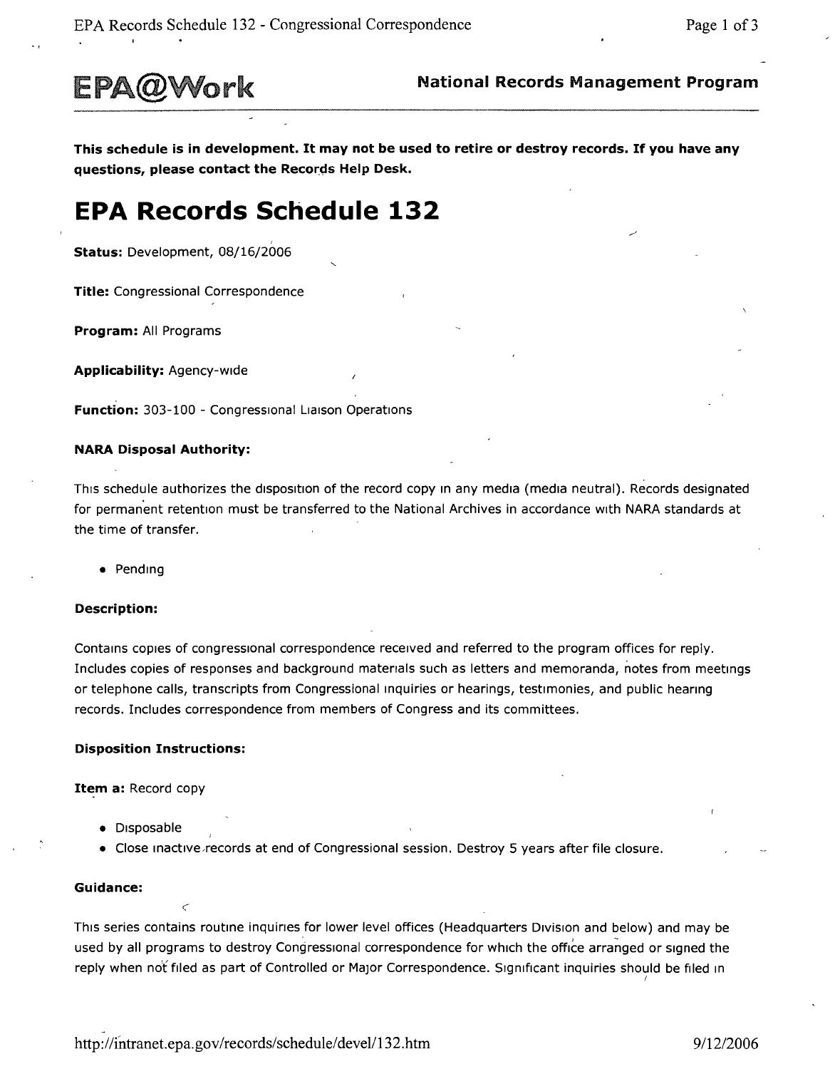EPA@Work

**National Records Management Program**

**This schedule is in development. It may not be used to retire or destroy records. If you have any questions, please contact the Records Help Desk.**

# EPA Records Schedule 132

**Status:** Development, 08/16/2006

**Title:** Congressional Correspondence

**Program:** All Programs

**Applicability:** Agency-wide

**Function:** 303-100 - Congressional Liaison Operations

#### NARA Disposal Authority:

This schedule authorizes the disposition of the record copy in any media (media neutral). Records designated for permanent retention must be transferred to the National Archives in accordance with NARA standards at the time of transfer.

- Pending

#### Description:

Contains copies of congressional correspondence received and referred to the program offices for reply. Includes copies of responses and background materials such as letters and memoranda, notes from meetings or telephone calls, transcripts from Congressional inquiries or hearings, testimonies, and public hearing records. Includes correspondence from members of Congress and its committees.

#### Disposition Instructions:

**Item a:** Record copy

- Disposable
- Close inactive records at end of Congressional session. Destroy 5 years after file closure.

#### Guidance:

This series contains routine inquiries for lower level offices (Headquarters Division and below) and may be used by all programs to destroy Congressional correspondence for which the office arranged or signed the reply when not filed as part of Controlled or Major Correspondence. Significant inquiries should be filed in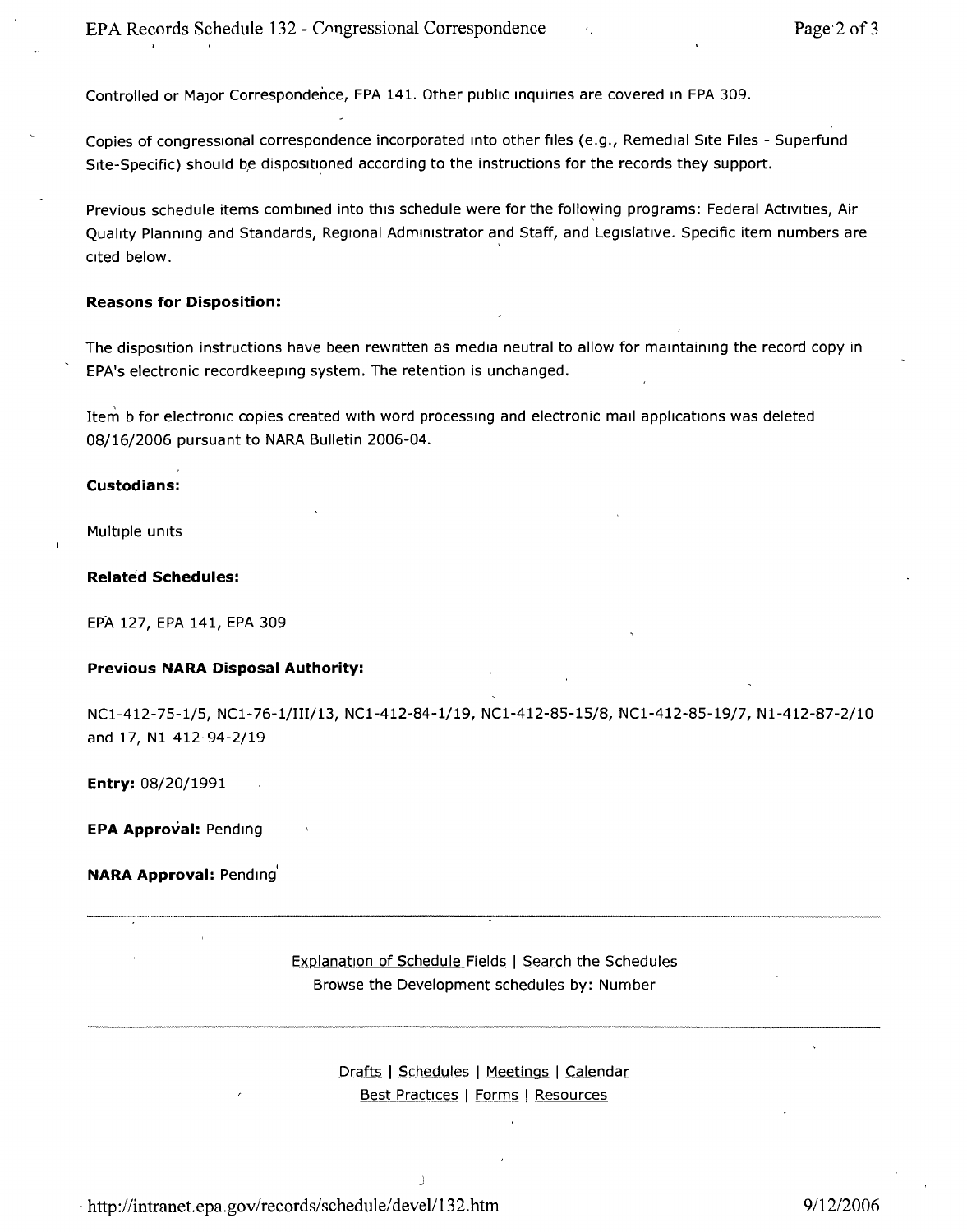Controlled or Major Correspondence, EPA 141. Other public inquiries are covered in EPA 309.

Copies of congressional correspondence incorporated into other files (e.g., Remedial Site Files - Superfund Site-Specific) should be dispositioned according to the instructions for the records they support.

Previous schedule items combined into this schedule were for the following programs: Federal Activities, Air Quality Planning and Standards, Regional Administrator and Staff, and Legislative. Specific item numbers are cited below.

**Reasons for Disposition:**

The disposition instructions have been rewritten as media neutral to allow for maintaining the record copy in EPA's electronic recordkeeping system. The retention is unchanged.

Item b for electronic copies created with word processing and electronic mail applications was deleted 08/16/2006 pursuant to NARA Bulletin 2006-04.

**Custodians:**

Multiple units

**Related Schedules:**

EPA 127, EPA 141, EPA 309

**Previous NARA Disposal Authority:**

NC1-412-75-1/5, NC1-76-1/III/13, NC1-412-84-1/19, NC1-412-85-15/8, NC1-412-85-19/7, N1-412-87-2/10 and 17, N1-412-94-2/19

**Entry:** 08/20/1991

**EPA Approval:** Pending

**NARA Approval:** Pending

---

Explanation of Schedule Fields | Search the Schedules
Browse the Development schedules by: Number

---

Drafts | Schedules | Meetings | Calendar
Best Practices | Forms | Resources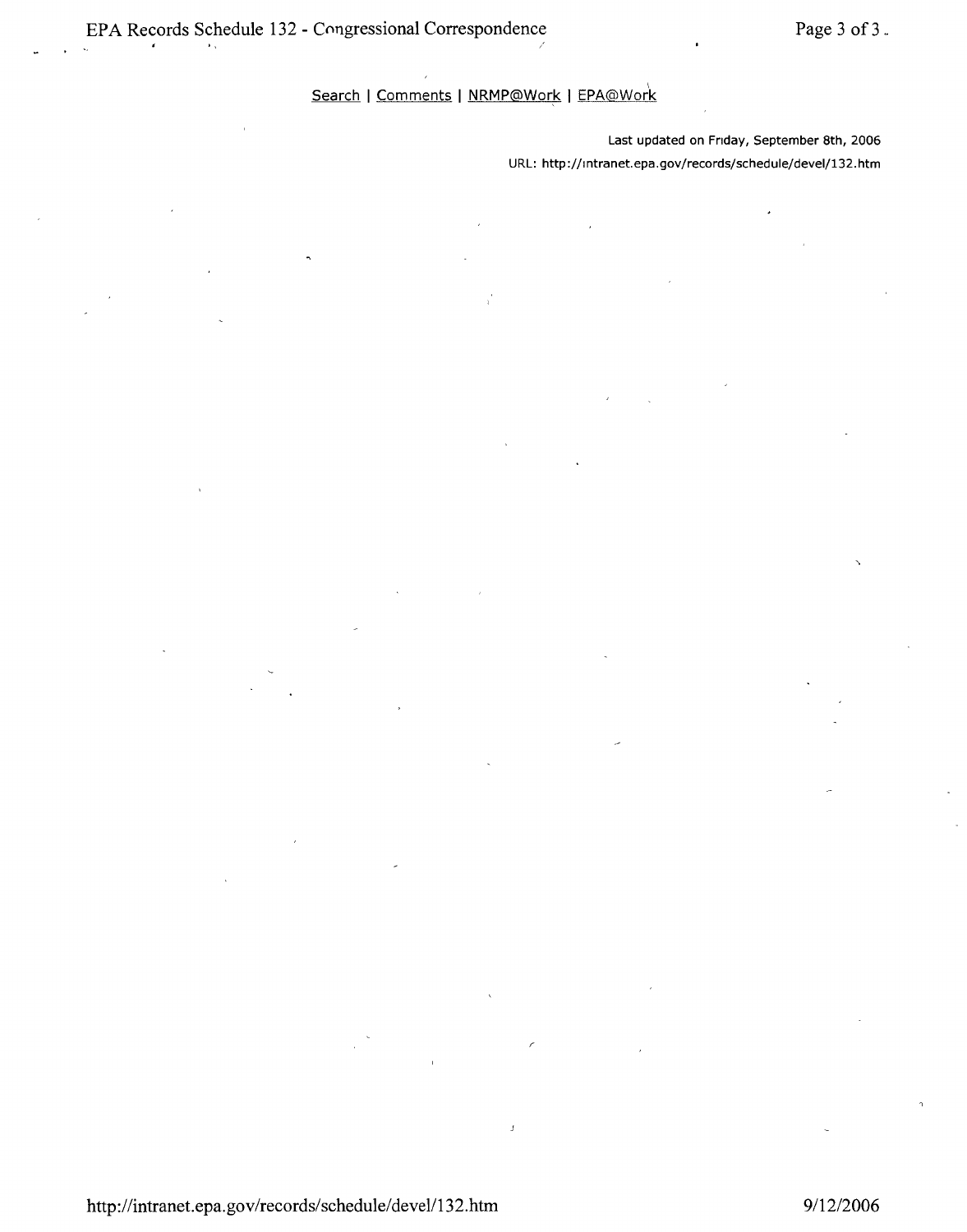Search | Comments | NRMP@Work | EPA@Work

Last updated on Friday, September 8th, 2006

URL: http://intranet.epa.gov/records/schedule/devel/132.htm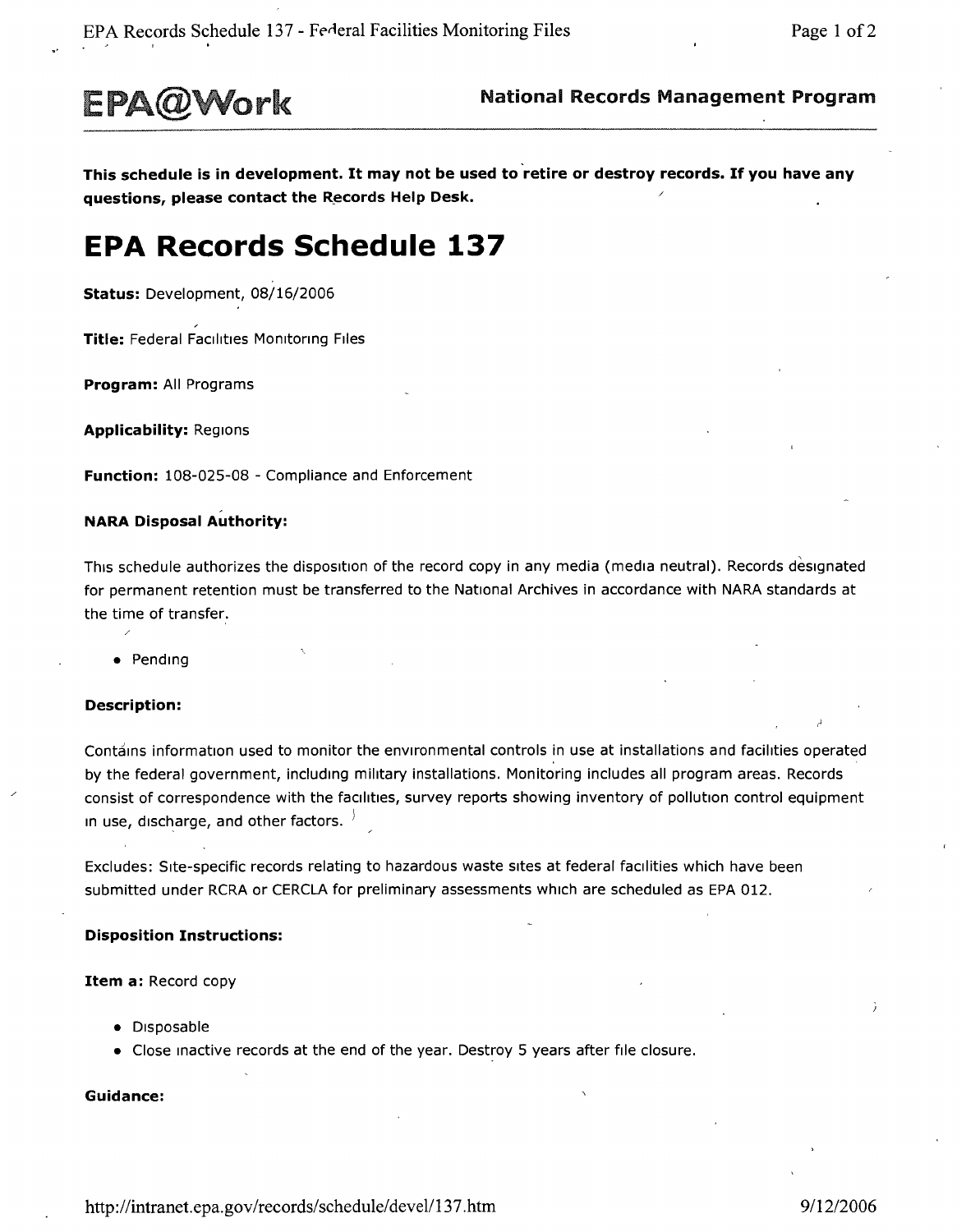EPA@Work

**National Records Management Program**

**This schedule is in development. It may not be used to retire or destroy records. If you have any questions, please contact the Records Help Desk.**

# EPA Records Schedule 137

**Status:** Development, 08/16/2006

**Title:** Federal Facilities Monitoring Files

**Program:** All Programs

**Applicability:** Regions

**Function:** 108-025-08 - Compliance and Enforcement

**NARA Disposal Authority:**

This schedule authorizes the disposition of the record copy in any media (media neutral). Records designated for permanent retention must be transferred to the National Archives in accordance with NARA standards at the time of transfer.

- Pending

**Description:**

Contains information used to monitor the environmental controls in use at installations and facilities operated by the federal government, including military installations. Monitoring includes all program areas. Records consist of correspondence with the facilities, survey reports showing inventory of pollution control equipment in use, discharge, and other factors.

Excludes: Site-specific records relating to hazardous waste sites at federal facilities which have been submitted under RCRA or CERCLA for preliminary assessments which are scheduled as EPA 012.

**Disposition Instructions:**

**Item a:** Record copy

- Disposable
- Close inactive records at the end of the year. Destroy 5 years after file closure.

**Guidance:**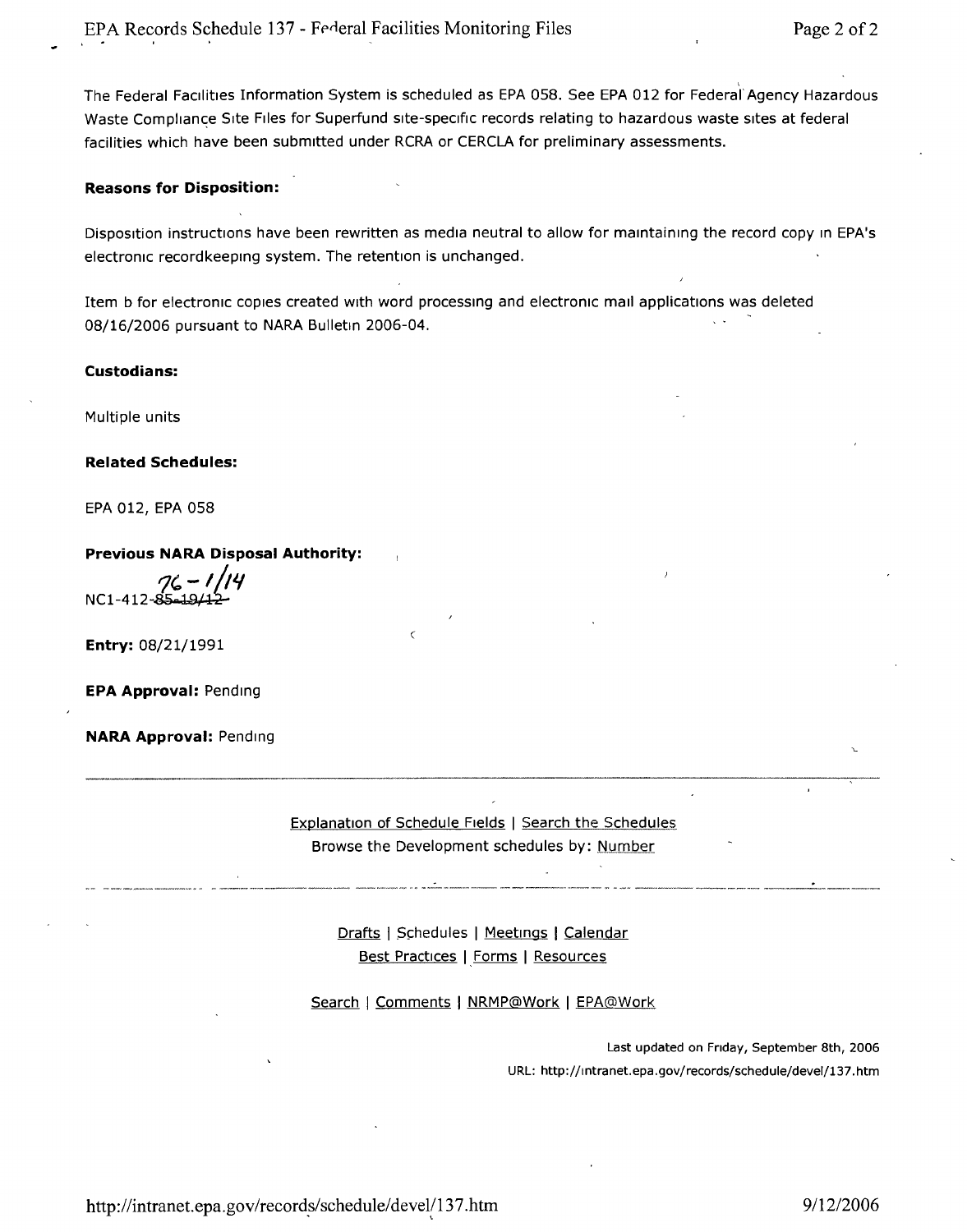The Federal Facilities Information System is scheduled as EPA 058. See EPA 012 for Federal Agency Hazardous Waste Compliance Site Files for Superfund site-specific records relating to hazardous waste sites at federal facilities which have been submitted under RCRA or CERCLA for preliminary assessments.

**Reasons for Disposition:**

Disposition instructions have been rewritten as media neutral to allow for maintaining the record copy in EPA's electronic recordkeeping system. The retention is unchanged.

Item b for electronic copies created with word processing and electronic mail applications was deleted 08/16/2006 pursuant to NARA Bulletin 2006-04.

**Custodians:**

Multiple units

**Related Schedules:**

EPA 012, EPA 058

**Previous NARA Disposal Authority:**

NC1-412-~~85-19/12~~ 76-1/14

**Entry:** 08/21/1991

**EPA Approval:** Pending

**NARA Approval:** Pending

---

Explanation of Schedule Fields | Search the Schedules
Browse the Development schedules by: Number

---

Drafts | Schedules | Meetings | Calendar
Best Practices | Forms | Resources

Search | Comments | NRMP@Work | EPA@Work

Last updated on Friday, September 8th, 2006
URL: http://intranet.epa.gov/records/schedule/devel/137.htm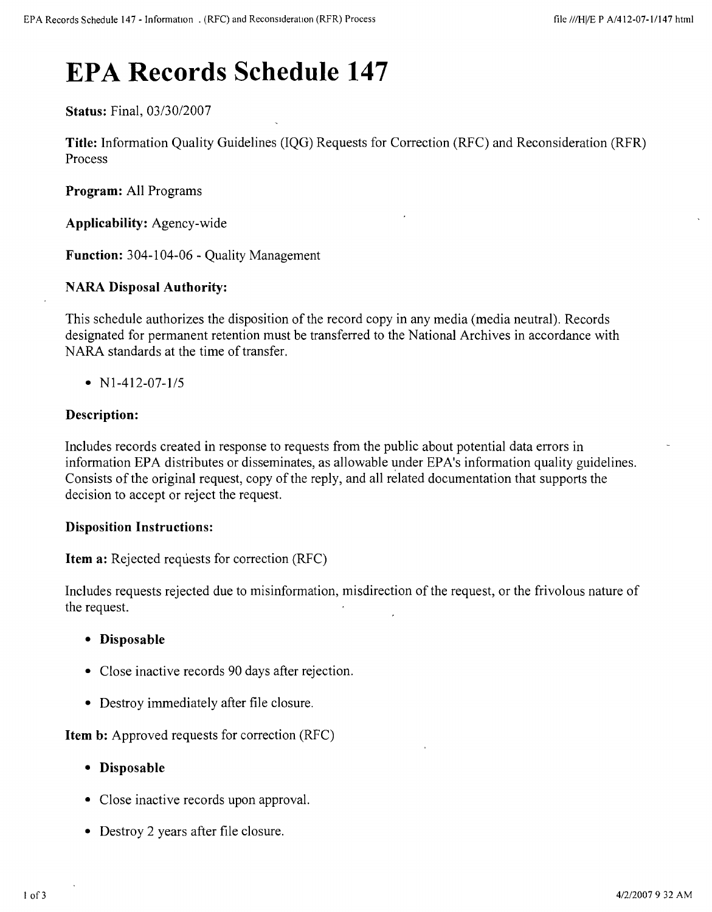# EPA Records Schedule 147

**Status:** Final, 03/30/2007

**Title:** Information Quality Guidelines (IQG) Requests for Correction (RFC) and Reconsideration (RFR) Process

**Program:** All Programs

**Applicability:** Agency-wide

**Function:** 304-104-06 - Quality Management

**NARA Disposal Authority:**

This schedule authorizes the disposition of the record copy in any media (media neutral). Records designated for permanent retention must be transferred to the National Archives in accordance with NARA standards at the time of transfer.

- N1-412-07-1/5

**Description:**

Includes records created in response to requests from the public about potential data errors in information EPA distributes or disseminates, as allowable under EPA's information quality guidelines. Consists of the original request, copy of the reply, and all related documentation that supports the decision to accept or reject the request.

**Disposition Instructions:**

**Item a:** Rejected requests for correction (RFC)

Includes requests rejected due to misinformation, misdirection of the request, or the frivolous nature of the request.

- **Disposable**
- Close inactive records 90 days after rejection.
- Destroy immediately after file closure.

**Item b:** Approved requests for correction (RFC)

- **Disposable**
- Close inactive records upon approval.
- Destroy 2 years after file closure.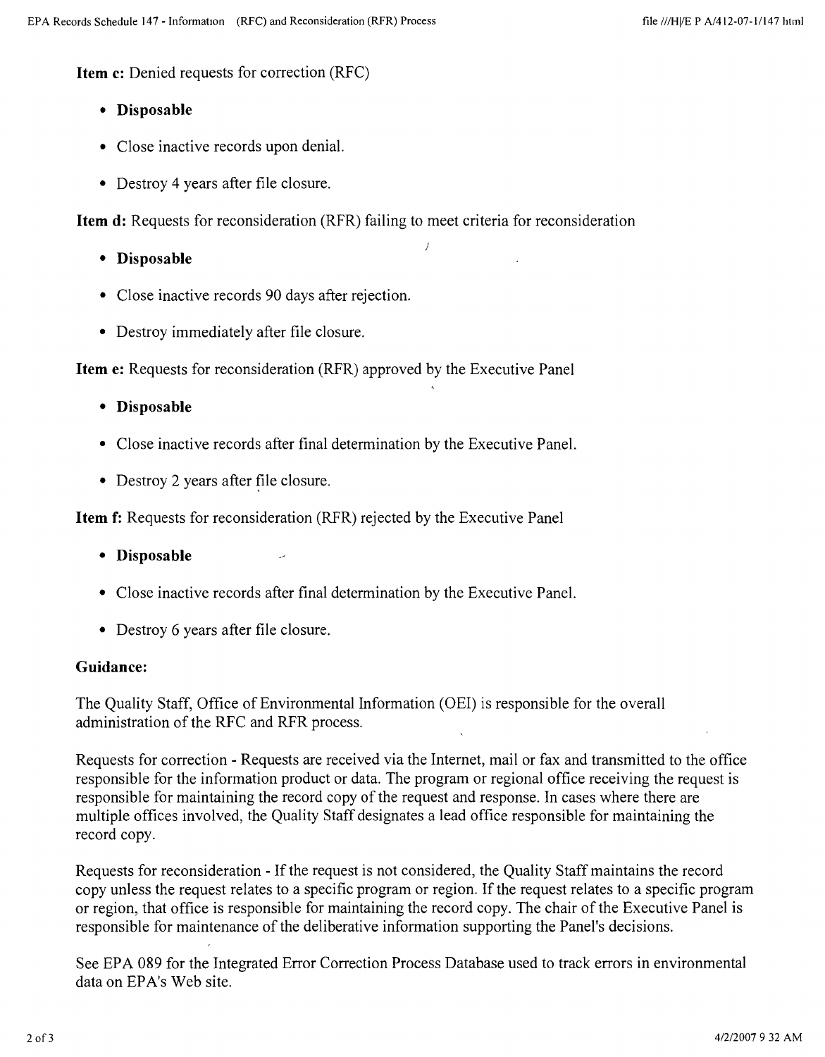**Item c:** Denied requests for correction (RFC)

- **Disposable**
- Close inactive records upon denial.
- Destroy 4 years after file closure.

**Item d:** Requests for reconsideration (RFR) failing to meet criteria for reconsideration

- **Disposable**
- Close inactive records 90 days after rejection.
- Destroy immediately after file closure.

**Item e:** Requests for reconsideration (RFR) approved by the Executive Panel

- **Disposable**
- Close inactive records after final determination by the Executive Panel.
- Destroy 2 years after file closure.

**Item f:** Requests for reconsideration (RFR) rejected by the Executive Panel

- **Disposable**
- Close inactive records after final determination by the Executive Panel.
- Destroy 6 years after file closure.

**Guidance:**

The Quality Staff, Office of Environmental Information (OEI) is responsible for the overall administration of the RFC and RFR process.

Requests for correction - Requests are received via the Internet, mail or fax and transmitted to the office responsible for the information product or data. The program or regional office receiving the request is responsible for maintaining the record copy of the request and response. In cases where there are multiple offices involved, the Quality Staff designates a lead office responsible for maintaining the record copy.

Requests for reconsideration - If the request is not considered, the Quality Staff maintains the record copy unless the request relates to a specific program or region. If the request relates to a specific program or region, that office is responsible for maintaining the record copy. The chair of the Executive Panel is responsible for maintenance of the deliberative information supporting the Panel's decisions.

See EPA 089 for the Integrated Error Correction Process Database used to track errors in environmental data on EPA's Web site.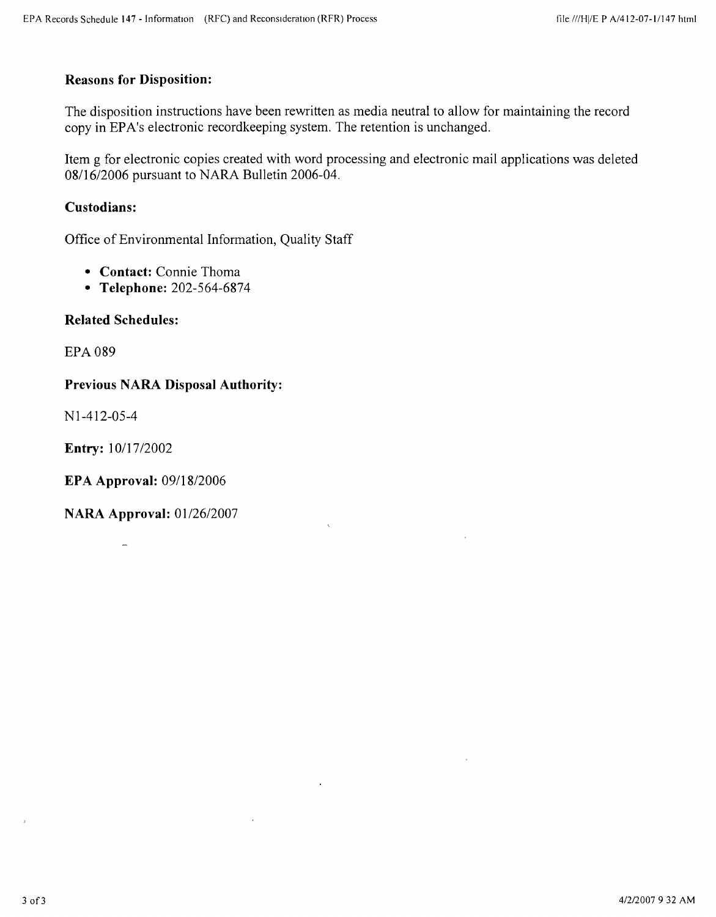**Reasons for Disposition:**

The disposition instructions have been rewritten as media neutral to allow for maintaining the record copy in EPA's electronic recordkeeping system. The retention is unchanged.

Item g for electronic copies created with word processing and electronic mail applications was deleted 08/16/2006 pursuant to NARA Bulletin 2006-04.

**Custodians:**

Office of Environmental Information, Quality Staff

- **Contact:** Connie Thoma
- **Telephone:** 202-564-6874

**Related Schedules:**

EPA 089

**Previous NARA Disposal Authority:**

N1-412-05-4

**Entry:** 10/17/2002

**EPA Approval:** 09/18/2006

**NARA Approval:** 01/26/2007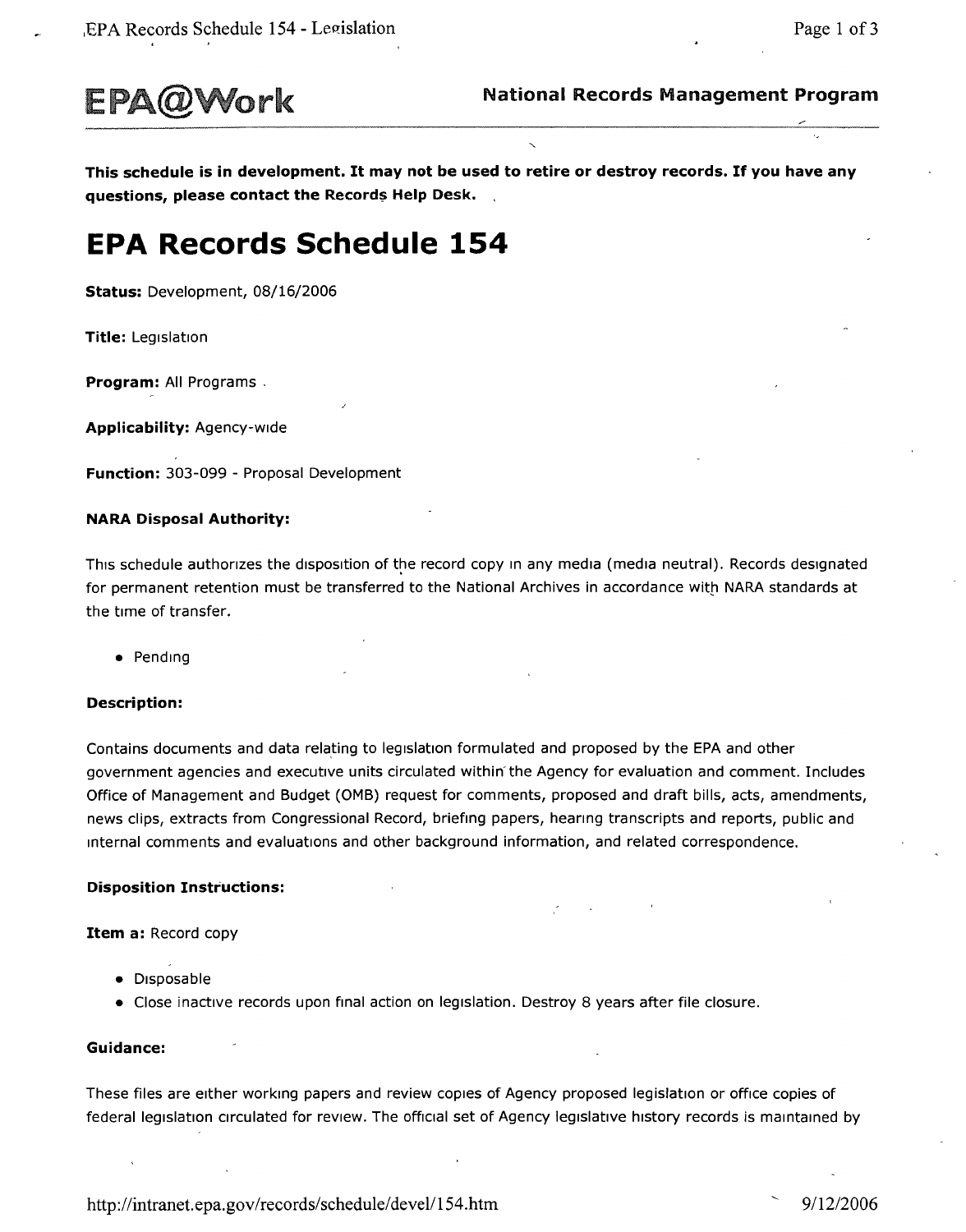**EPA@Work** **National Records Management Program**

**This schedule is in development. It may not be used to retire or destroy records. If you have any questions, please contact the Records Help Desk.**

# EPA Records Schedule 154

**Status:** Development, 08/16/2006

**Title:** Legislation

**Program:** All Programs

**Applicability:** Agency-wide

**Function:** 303-099 - Proposal Development

#### NARA Disposal Authority:

This schedule authorizes the disposition of the record copy in any media (media neutral). Records designated for permanent retention must be transferred to the National Archives in accordance with NARA standards at the time of transfer.

- Pending

#### Description:

Contains documents and data relating to legislation formulated and proposed by the EPA and other government agencies and executive units circulated within the Agency for evaluation and comment. Includes Office of Management and Budget (OMB) request for comments, proposed and draft bills, acts, amendments, news clips, extracts from Congressional Record, briefing papers, hearing transcripts and reports, public and internal comments and evaluations and other background information, and related correspondence.

#### Disposition Instructions:

**Item a:** Record copy

- Disposable
- Close inactive records upon final action on legislation. Destroy 8 years after file closure.

#### Guidance:

These files are either working papers and review copies of Agency proposed legislation or office copies of federal legislation circulated for review. The official set of Agency legislative history records is maintained by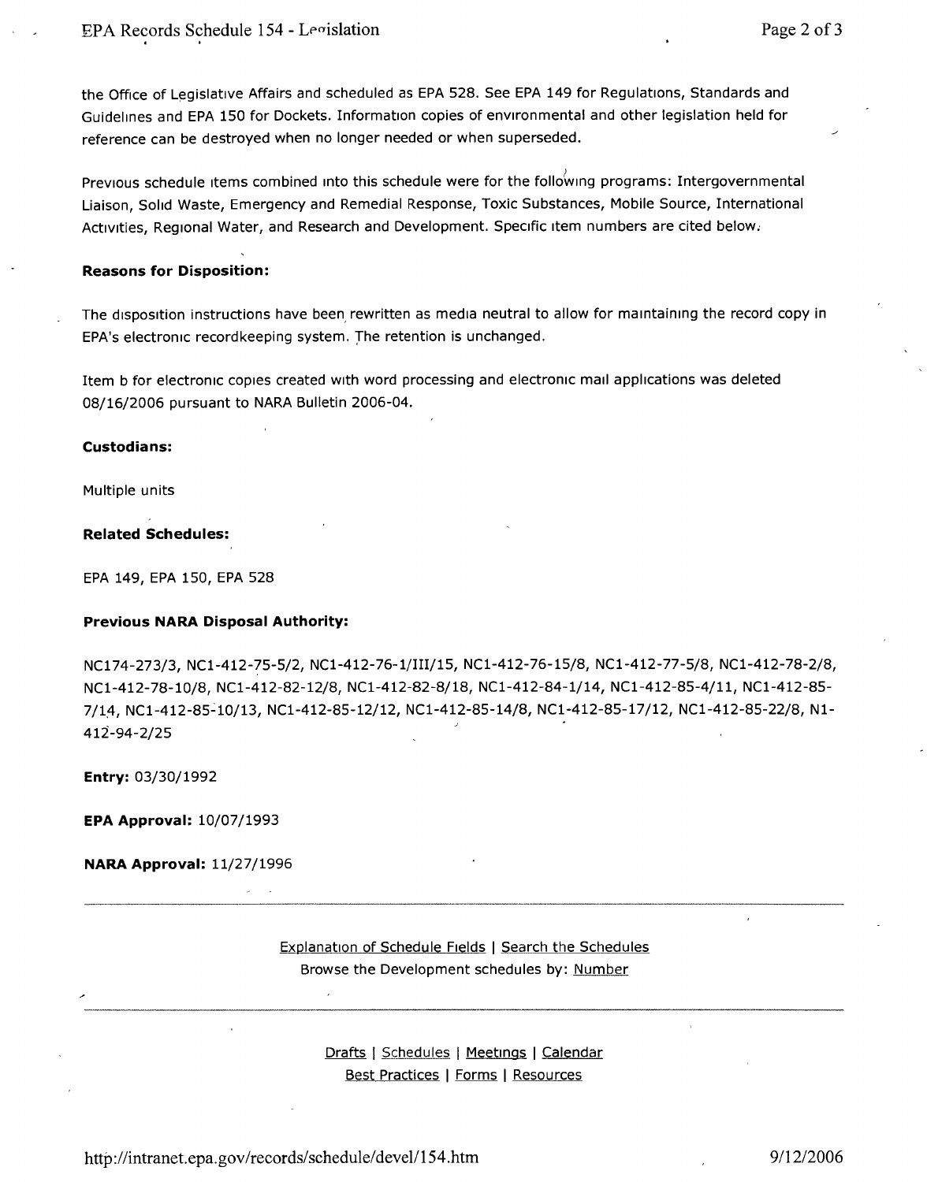the Office of Legislative Affairs and scheduled as EPA 528. See EPA 149 for Regulations, Standards and Guidelines and EPA 150 for Dockets. Information copies of environmental and other legislation held for reference can be destroyed when no longer needed or when superseded.

Previous schedule items combined into this schedule were for the following programs: Intergovernmental Liaison, Solid Waste, Emergency and Remedial Response, Toxic Substances, Mobile Source, International Activities, Regional Water, and Research and Development. Specific item numbers are cited below.

**Reasons for Disposition:**

The disposition instructions have been rewritten as media neutral to allow for maintaining the record copy in EPA's electronic recordkeeping system. The retention is unchanged.

Item b for electronic copies created with word processing and electronic mail applications was deleted 08/16/2006 pursuant to NARA Bulletin 2006-04.

**Custodians:**

Multiple units

**Related Schedules:**

EPA 149, EPA 150, EPA 528

**Previous NARA Disposal Authority:**

NC174-273/3, NC1-412-75-5/2, NC1-412-76-1/III/15, NC1-412-76-15/8, NC1-412-77-5/8, NC1-412-78-2/8, NC1-412-78-10/8, NC1-412-82-12/8, NC1-412-82-8/18, NC1-412-84-1/14, NC1-412-85-4/11, NC1-412-85-7/14, NC1-412-85-10/13, NC1-412-85-12/12, NC1-412-85-14/8, NC1-412-85-17/12, NC1-412-85-22/8, N1-412-94-2/25

**Entry:** 03/30/1992

**EPA Approval:** 10/07/1993

**NARA Approval:** 11/27/1996

---

Explanation of Schedule Fields | Search the Schedules
Browse the Development schedules by: Number

---

Drafts | Schedules | Meetings | Calendar
Best Practices | Forms | Resources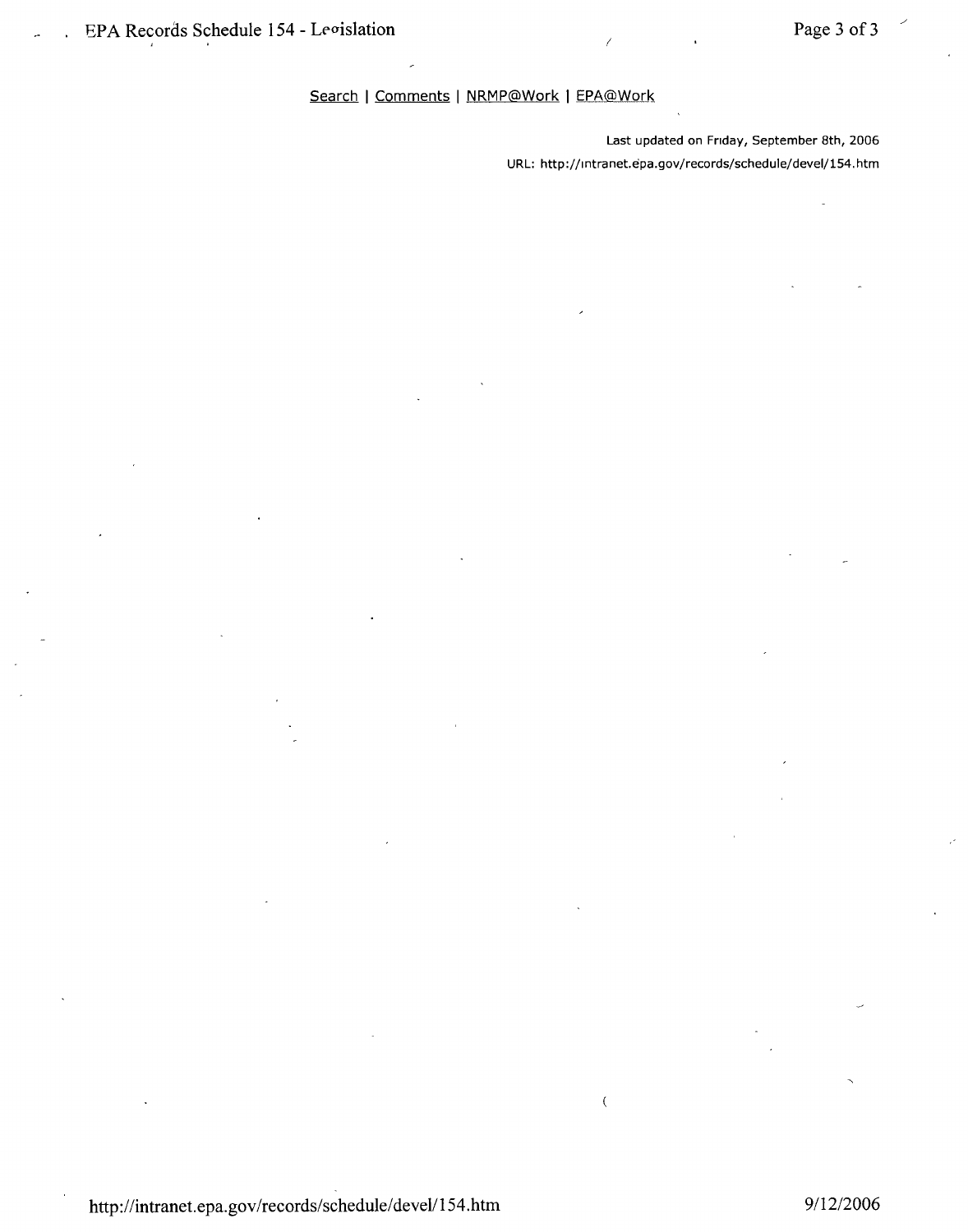Search | Comments | NRMP@Work | EPA@Work

Last updated on Friday, September 8th, 2006

URL: http://intranet.epa.gov/records/schedule/devel/154.htm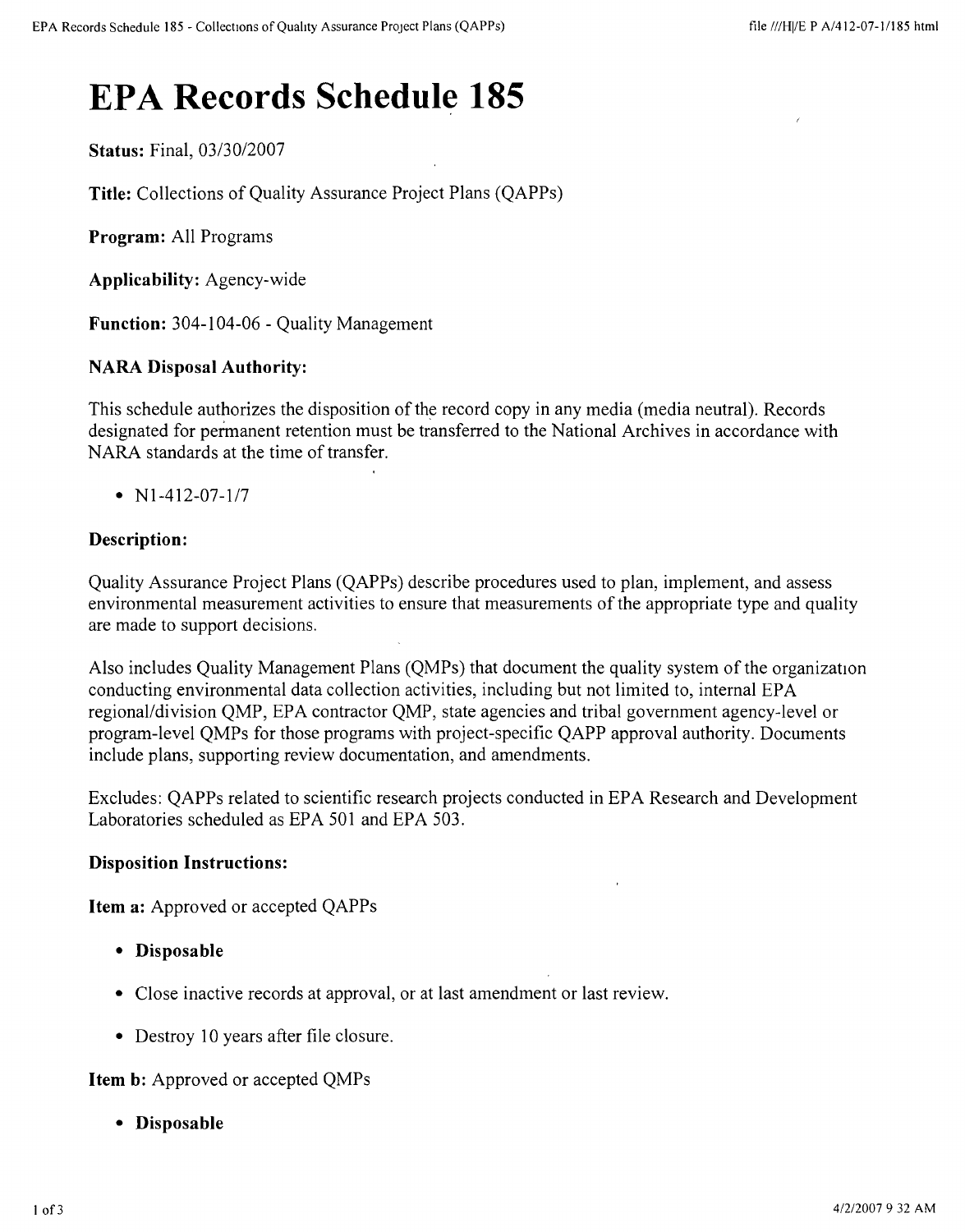# EPA Records Schedule 185

**Status:** Final, 03/30/2007

**Title:** Collections of Quality Assurance Project Plans (QAPPs)

**Program:** All Programs

**Applicability:** Agency-wide

**Function:** 304-104-06 - Quality Management

**NARA Disposal Authority:**

This schedule authorizes the disposition of the record copy in any media (media neutral). Records designated for permanent retention must be transferred to the National Archives in accordance with NARA standards at the time of transfer.

- N1-412-07-1/7

**Description:**

Quality Assurance Project Plans (QAPPs) describe procedures used to plan, implement, and assess environmental measurement activities to ensure that measurements of the appropriate type and quality are made to support decisions.

Also includes Quality Management Plans (QMPs) that document the quality system of the organization conducting environmental data collection activities, including but not limited to, internal EPA regional/division QMP, EPA contractor QMP, state agencies and tribal government agency-level or program-level QMPs for those programs with project-specific QAPP approval authority. Documents include plans, supporting review documentation, and amendments.

Excludes: QAPPs related to scientific research projects conducted in EPA Research and Development Laboratories scheduled as EPA 501 and EPA 503.

**Disposition Instructions:**

**Item a:** Approved or accepted QAPPs

- **Disposable**
- Close inactive records at approval, or at last amendment or last review.
- Destroy 10 years after file closure.

**Item b:** Approved or accepted QMPs

- **Disposable**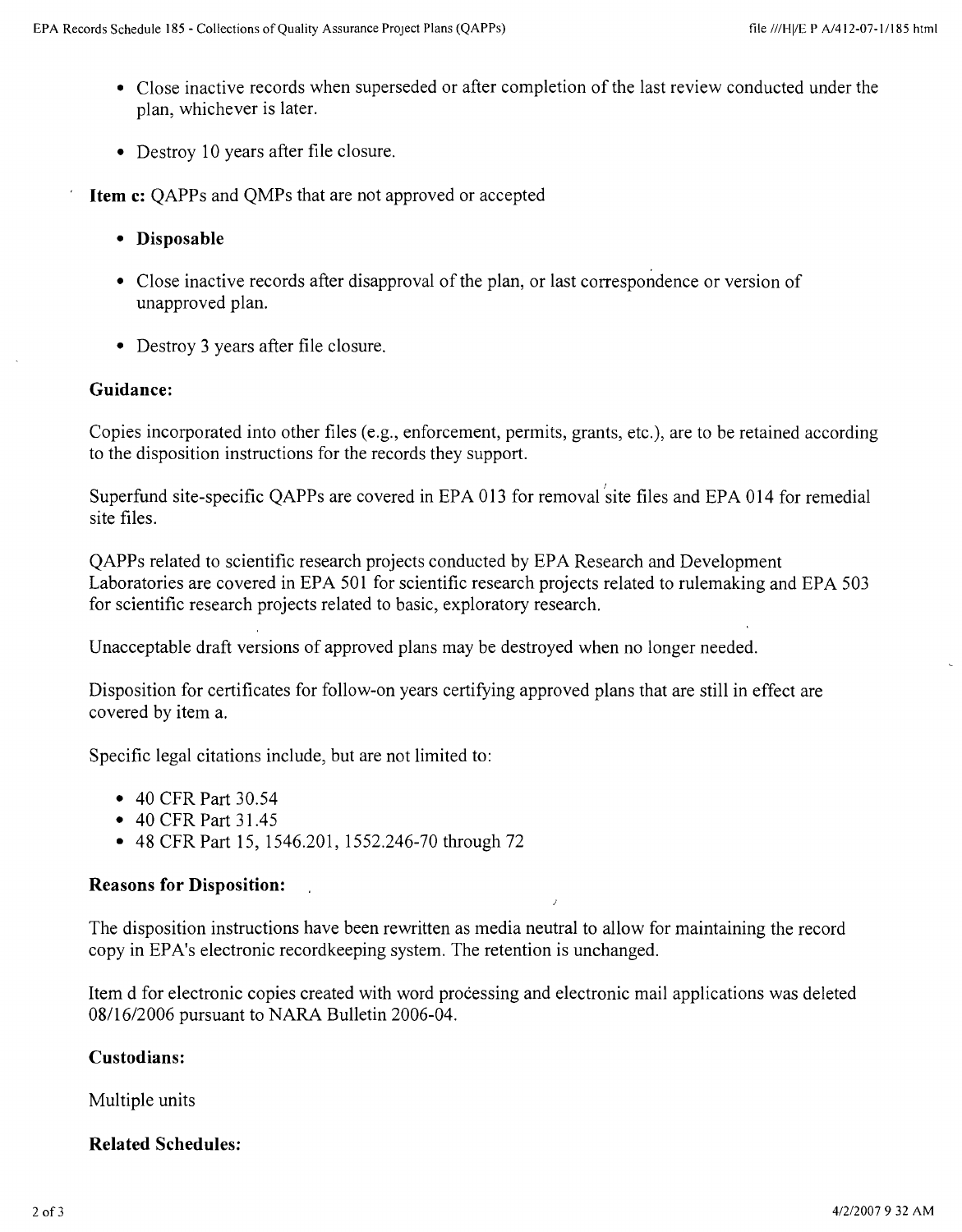- Close inactive records when superseded or after completion of the last review conducted under the plan, whichever is later.
- Destroy 10 years after file closure.

**Item c:** QAPPs and QMPs that are not approved or accepted

- **Disposable**
- Close inactive records after disapproval of the plan, or last correspondence or version of unapproved plan.
- Destroy 3 years after file closure.

**Guidance:**

Copies incorporated into other files (e.g., enforcement, permits, grants, etc.), are to be retained according to the disposition instructions for the records they support.

Superfund site-specific QAPPs are covered in EPA 013 for removal site files and EPA 014 for remedial site files.

QAPPs related to scientific research projects conducted by EPA Research and Development Laboratories are covered in EPA 501 for scientific research projects related to rulemaking and EPA 503 for scientific research projects related to basic, exploratory research.

Unacceptable draft versions of approved plans may be destroyed when no longer needed.

Disposition for certificates for follow-on years certifying approved plans that are still in effect are covered by item a.

Specific legal citations include, but are not limited to:

- 40 CFR Part 30.54
- 40 CFR Part 31.45
- 48 CFR Part 15, 1546.201, 1552.246-70 through 72

**Reasons for Disposition:**

The disposition instructions have been rewritten as media neutral to allow for maintaining the record copy in EPA's electronic recordkeeping system. The retention is unchanged.

Item d for electronic copies created with word processing and electronic mail applications was deleted 08/16/2006 pursuant to NARA Bulletin 2006-04.

**Custodians:**

Multiple units

**Related Schedules:**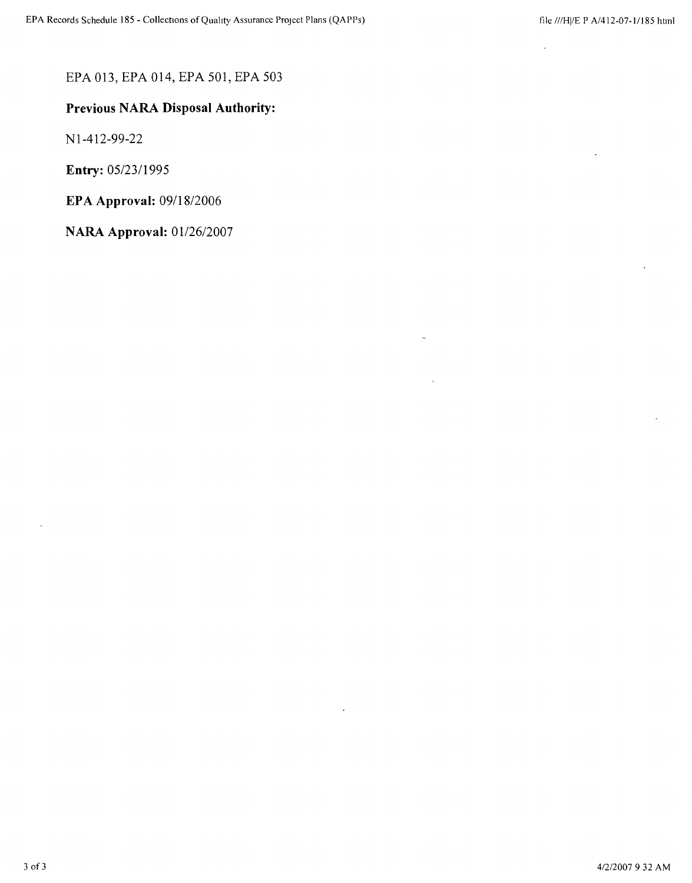EPA 013, EPA 014, EPA 501, EPA 503

**Previous NARA Disposal Authority:**

N1-412-99-22

**Entry:** 05/23/1995

**EPA Approval:** 09/18/2006

**NARA Approval:** 01/26/2007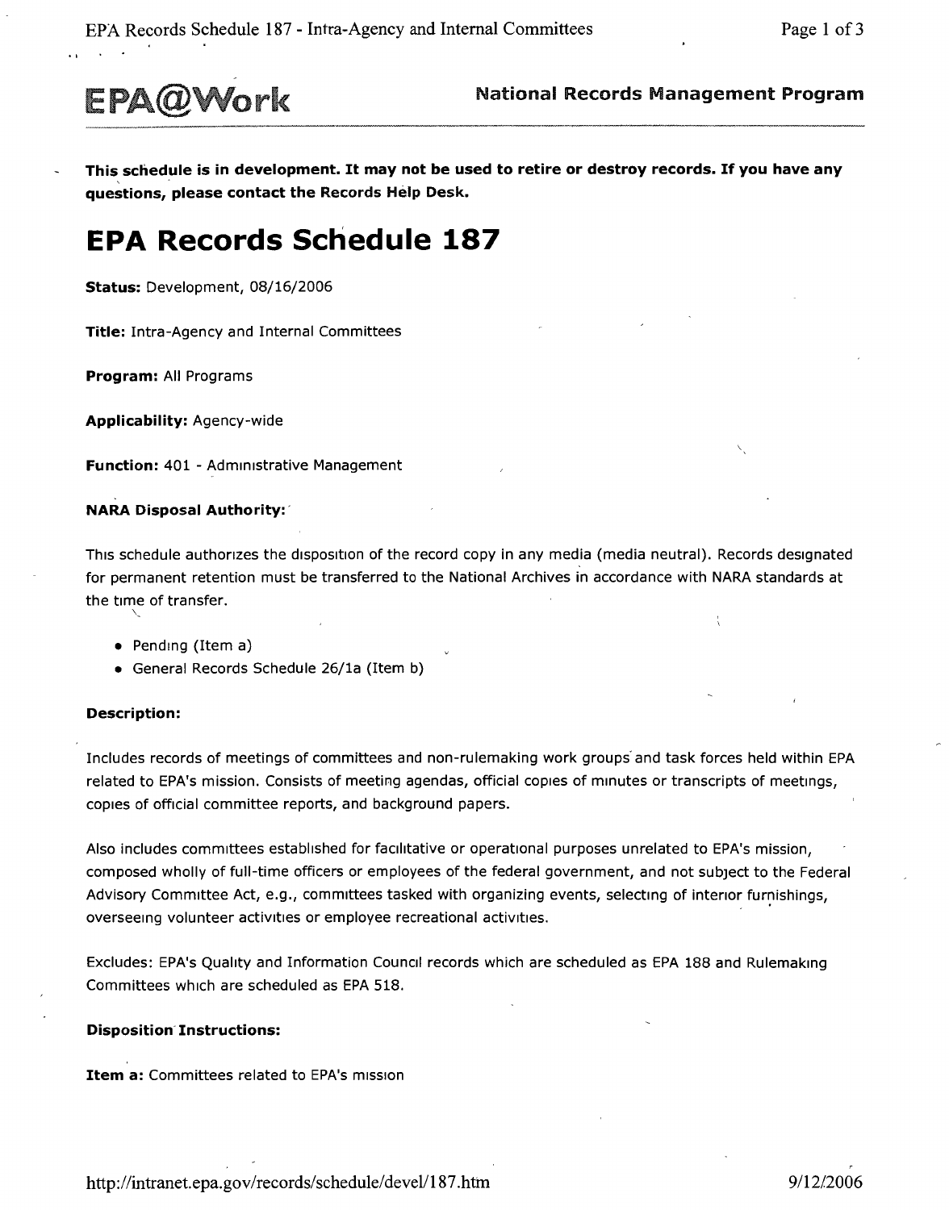**EPA@Work** **National Records Management Program**

**This schedule is in development. It may not be used to retire or destroy records. If you have any questions, please contact the Records Help Desk.**

# EPA Records Schedule 187

**Status:** Development, 08/16/2006

**Title:** Intra-Agency and Internal Committees

**Program:** All Programs

**Applicability:** Agency-wide

**Function:** 401 - Administrative Management

**NARA Disposal Authority:**

This schedule authorizes the disposition of the record copy in any media (media neutral). Records designated for permanent retention must be transferred to the National Archives in accordance with NARA standards at the time of transfer.

- Pending (Item a)
- General Records Schedule 26/1a (Item b)

**Description:**

Includes records of meetings of committees and non-rulemaking work groups and task forces held within EPA related to EPA's mission. Consists of meeting agendas, official copies of minutes or transcripts of meetings, copies of official committee reports, and background papers.

Also includes committees established for facilitative or operational purposes unrelated to EPA's mission, composed wholly of full-time officers or employees of the federal government, and not subject to the Federal Advisory Committee Act, e.g., committees tasked with organizing events, selecting of interior furnishings, overseeing volunteer activities or employee recreational activities.

Excludes: EPA's Quality and Information Council records which are scheduled as EPA 188 and Rulemaking Committees which are scheduled as EPA 518.

**Disposition Instructions:**

**Item a:** Committees related to EPA's mission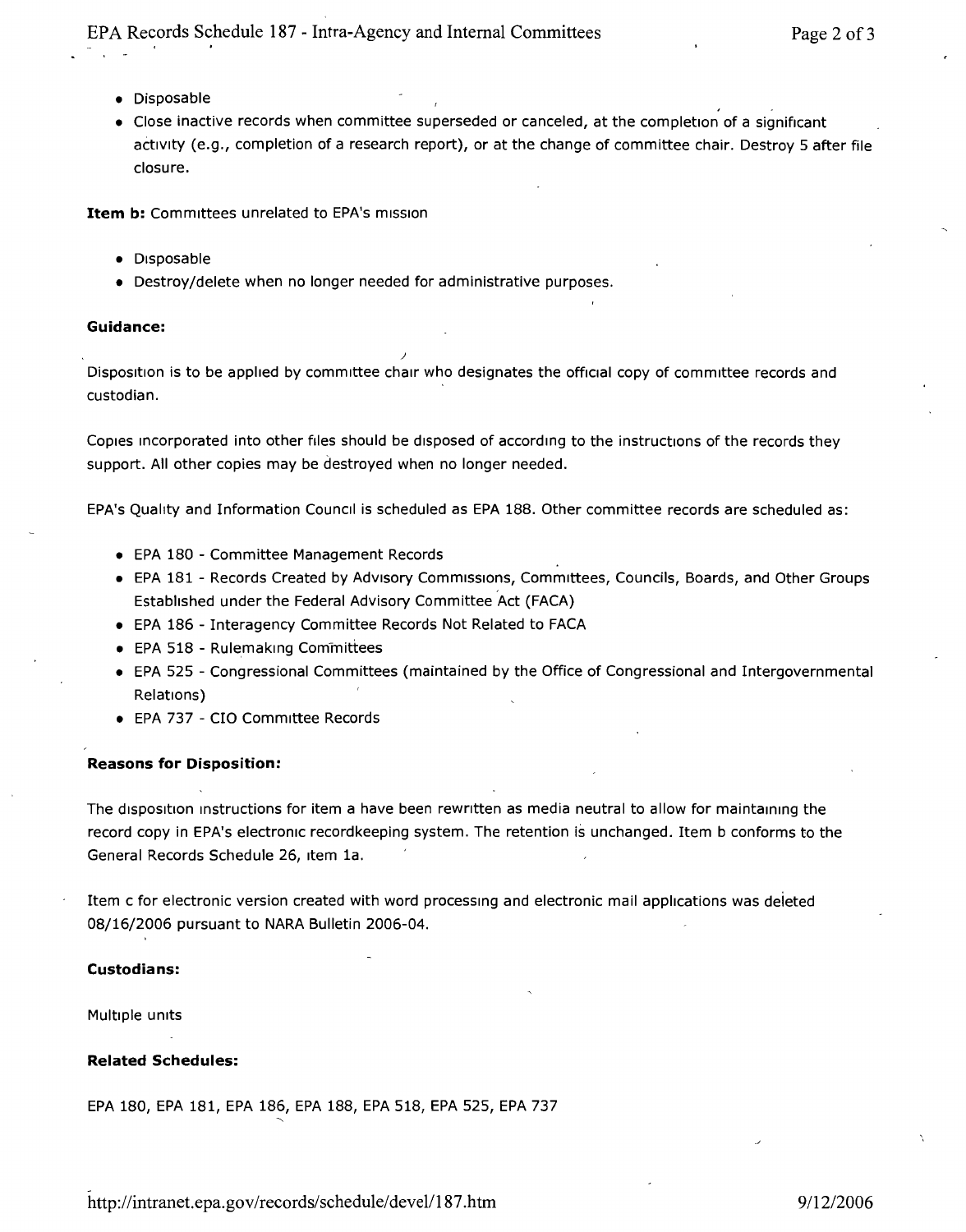- Disposable
- Close inactive records when committee superseded or canceled, at the completion of a significant activity (e.g., completion of a research report), or at the change of committee chair. Destroy 5 after file closure.

**Item b:** Committees unrelated to EPA's mission

- Disposable
- Destroy/delete when no longer needed for administrative purposes.

**Guidance:**

Disposition is to be applied by committee chair who designates the official copy of committee records and custodian.

Copies incorporated into other files should be disposed of according to the instructions of the records they support. All other copies may be destroyed when no longer needed.

EPA's Quality and Information Council is scheduled as EPA 188. Other committee records are scheduled as:

- EPA 180 - Committee Management Records
- EPA 181 - Records Created by Advisory Commissions, Committees, Councils, Boards, and Other Groups Established under the Federal Advisory Committee Act (FACA)
- EPA 186 - Interagency Committee Records Not Related to FACA
- EPA 518 - Rulemaking Committees
- EPA 525 - Congressional Committees (maintained by the Office of Congressional and Intergovernmental Relations)
- EPA 737 - CIO Committee Records

**Reasons for Disposition:**

The disposition instructions for item a have been rewritten as media neutral to allow for maintaining the record copy in EPA's electronic recordkeeping system. The retention is unchanged. Item b conforms to the General Records Schedule 26, item 1a.

Item c for electronic version created with word processing and electronic mail applications was deleted 08/16/2006 pursuant to NARA Bulletin 2006-04.

**Custodians:**

Multiple units

**Related Schedules:**

EPA 180, EPA 181, EPA 186, EPA 188, EPA 518, EPA 525, EPA 737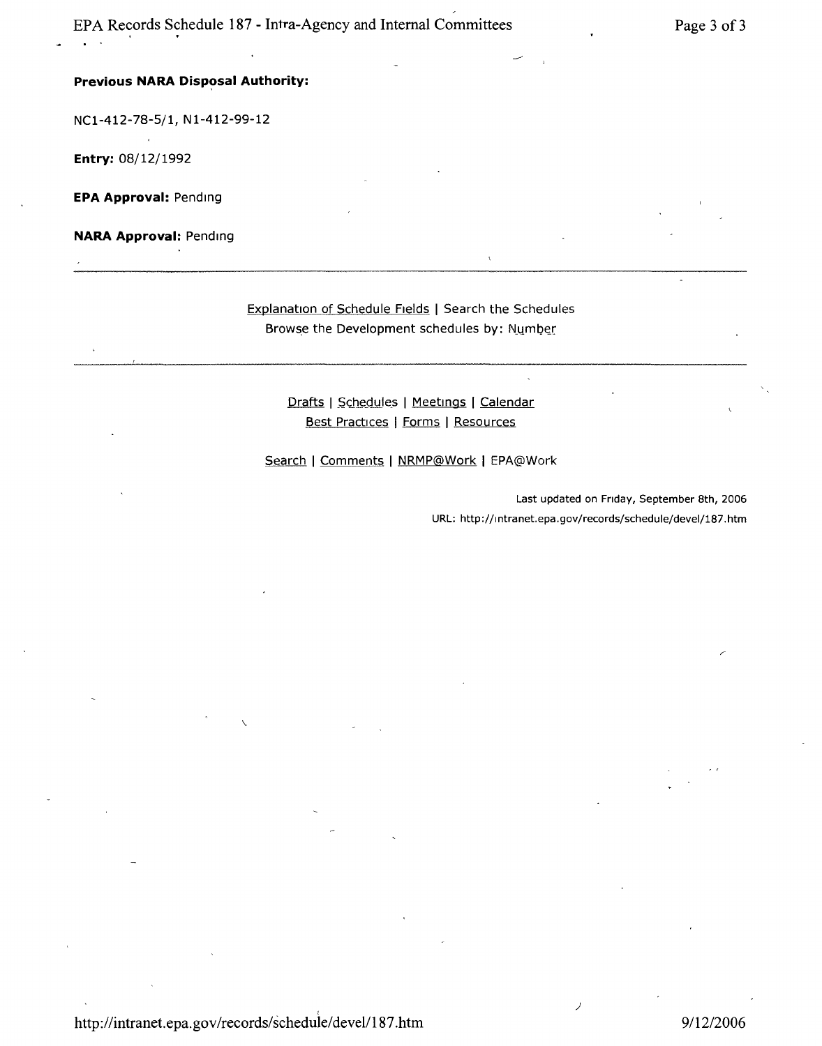**Previous NARA Disposal Authority:**

NC1-412-78-5/1, N1-412-99-12

**Entry:** 08/12/1992

**EPA Approval:** Pending

**NARA Approval:** Pending

---

Explanation of Schedule Fields | Search the Schedules
Browse the Development schedules by: Number

---

Drafts | Schedules | Meetings | Calendar
Best Practices | Forms | Resources

Search | Comments | NRMP@Work | EPA@Work

Last updated on Friday, September 8th, 2006
URL: http://intranet.epa.gov/records/schedule/devel/187.htm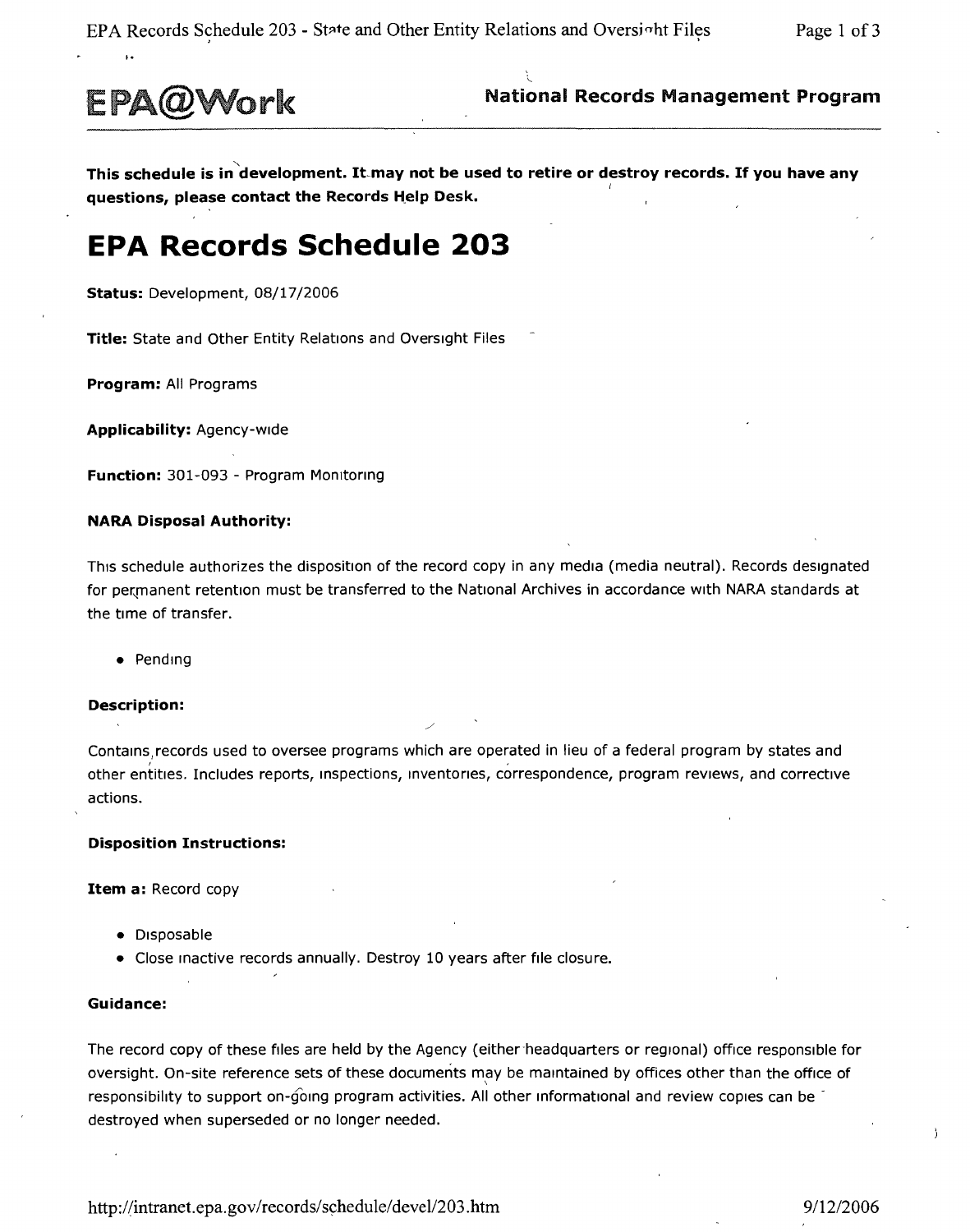EPA@Work

**National Records Management Program**

**This schedule is in development. It may not be used to retire or destroy records. If you have any questions, please contact the Records Help Desk.**

# EPA Records Schedule 203

**Status:** Development, 08/17/2006

**Title:** State and Other Entity Relations and Oversight Files

**Program:** All Programs

**Applicability:** Agency-wide

**Function:** 301-093 - Program Monitoring

#### NARA Disposal Authority:

This schedule authorizes the disposition of the record copy in any media (media neutral). Records designated for permanent retention must be transferred to the National Archives in accordance with NARA standards at the time of transfer.

- Pending

#### Description:

Contains records used to oversee programs which are operated in lieu of a federal program by states and other entities. Includes reports, inspections, inventories, correspondence, program reviews, and corrective actions.

#### Disposition Instructions:

**Item a:** Record copy

- Disposable
- Close inactive records annually. Destroy 10 years after file closure.

#### Guidance:

The record copy of these files are held by the Agency (either headquarters or regional) office responsible for oversight. On-site reference sets of these documents may be maintained by offices other than the office of responsibility to support on-going program activities. All other informational and review copies can be destroyed when superseded or no longer needed.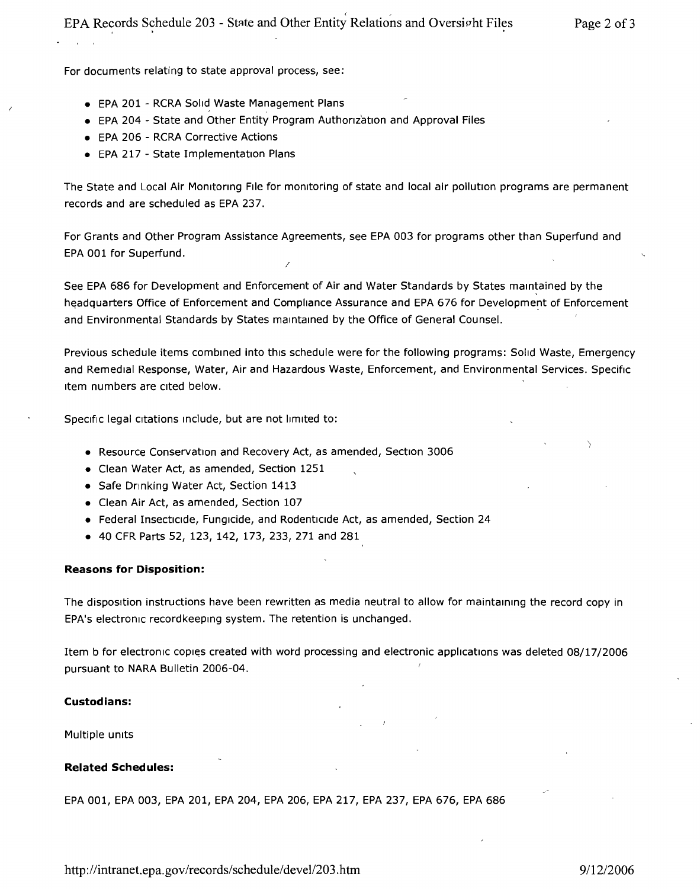For documents relating to state approval process, see:

- EPA 201 - RCRA Solid Waste Management Plans
- EPA 204 - State and Other Entity Program Authorization and Approval Files
- EPA 206 - RCRA Corrective Actions
- EPA 217 - State Implementation Plans

The State and Local Air Monitoring File for monitoring of state and local air pollution programs are permanent records and are scheduled as EPA 237.

For Grants and Other Program Assistance Agreements, see EPA 003 for programs other than Superfund and EPA 001 for Superfund.

See EPA 686 for Development and Enforcement of Air and Water Standards by States maintained by the headquarters Office of Enforcement and Compliance Assurance and EPA 676 for Development of Enforcement and Environmental Standards by States maintained by the Office of General Counsel.

Previous schedule items combined into this schedule were for the following programs: Solid Waste, Emergency and Remedial Response, Water, Air and Hazardous Waste, Enforcement, and Environmental Services. Specific item numbers are cited below.

Specific legal citations include, but are not limited to:

- Resource Conservation and Recovery Act, as amended, Section 3006
- Clean Water Act, as amended, Section 1251
- Safe Drinking Water Act, Section 1413
- Clean Air Act, as amended, Section 107
- Federal Insecticide, Fungicide, and Rodenticide Act, as amended, Section 24
- 40 CFR Parts 52, 123, 142, 173, 233, 271 and 281

**Reasons for Disposition:**

The disposition instructions have been rewritten as media neutral to allow for maintaining the record copy in EPA's electronic recordkeeping system. The retention is unchanged.

Item b for electronic copies created with word processing and electronic applications was deleted 08/17/2006 pursuant to NARA Bulletin 2006-04.

**Custodians:**

Multiple units

**Related Schedules:**

EPA 001, EPA 003, EPA 201, EPA 204, EPA 206, EPA 217, EPA 237, EPA 676, EPA 686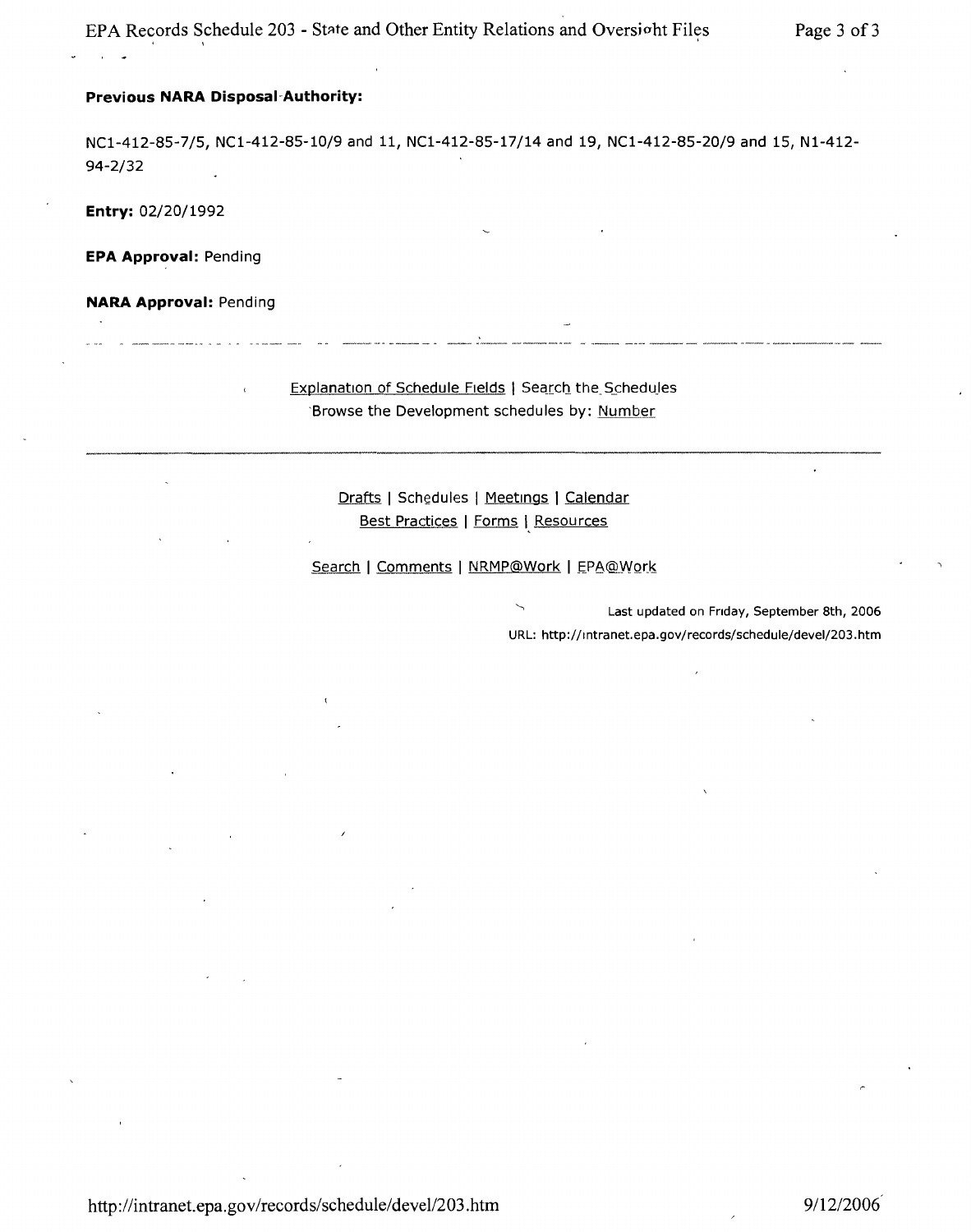**Previous NARA Disposal Authority:**

NC1-412-85-7/5, NC1-412-85-10/9 and 11, NC1-412-85-17/14 and 19, NC1-412-85-20/9 and 15, N1-412-94-2/32

**Entry:** 02/20/1992

**EPA Approval:** Pending

**NARA Approval:** Pending

---

Explanation of Schedule Fields | Search the Schedules
Browse the Development schedules by: Number

---

Drafts | Schedules | Meetings | Calendar
Best Practices | Forms | Resources

Search | Comments | NRMP@Work | EPA@Work

Last updated on Friday, September 8th, 2006
URL: http://intranet.epa.gov/records/schedule/devel/203.htm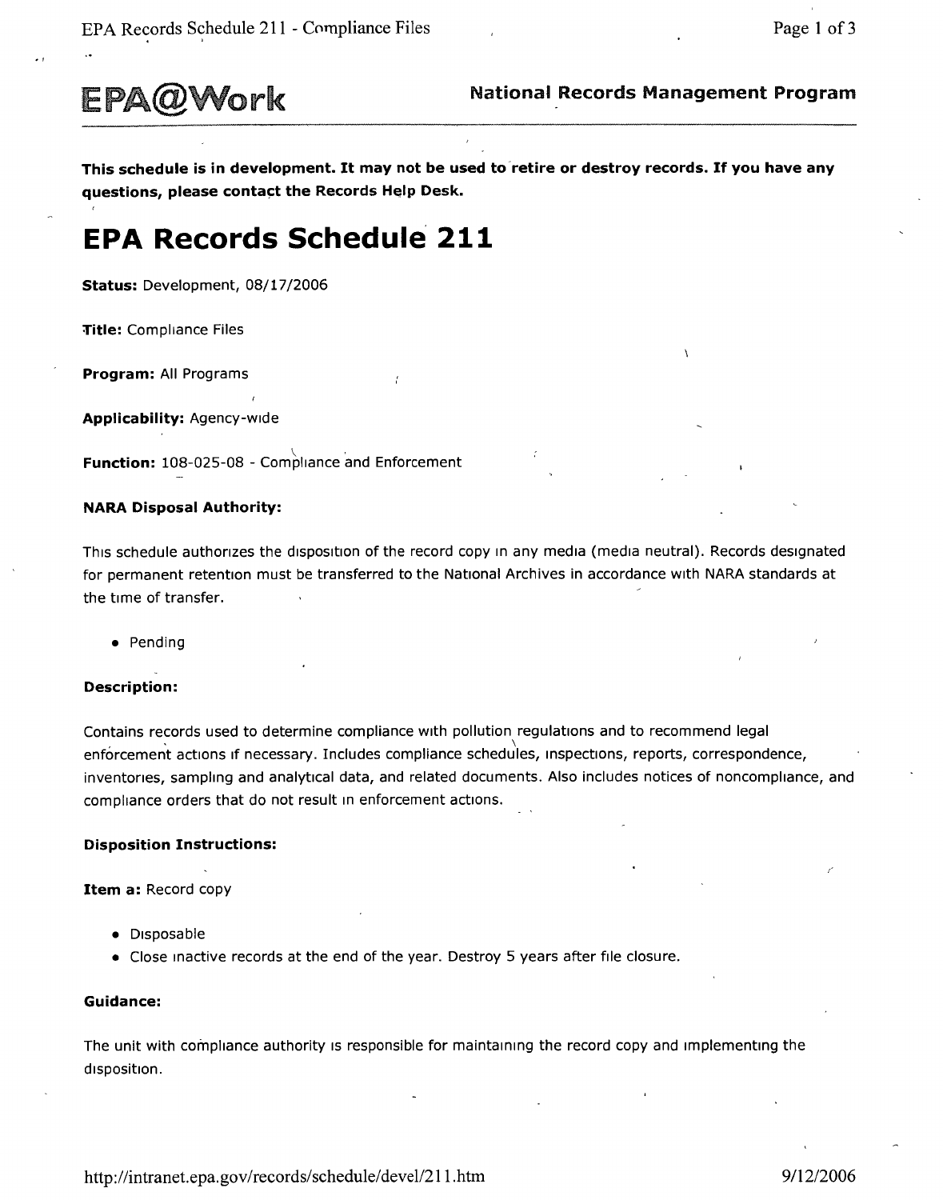**EPA@Work** **National Records Management Program**

**This schedule is in development. It may not be used to retire or destroy records. If you have any questions, please contact the Records Help Desk.**

# EPA Records Schedule 211

**Status:** Development, 08/17/2006

**Title:** Compliance Files

**Program:** All Programs

**Applicability:** Agency-wide

**Function:** 108-025-08 - Compliance and Enforcement

**NARA Disposal Authority:**

This schedule authorizes the disposition of the record copy in any media (media neutral). Records designated for permanent retention must be transferred to the National Archives in accordance with NARA standards at the time of transfer.

- Pending

**Description:**

Contains records used to determine compliance with pollution regulations and to recommend legal enforcement actions if necessary. Includes compliance schedules, inspections, reports, correspondence, inventories, sampling and analytical data, and related documents. Also includes notices of noncompliance, and compliance orders that do not result in enforcement actions.

**Disposition Instructions:**

**Item a:** Record copy

- Disposable
- Close inactive records at the end of the year. Destroy 5 years after file closure.

**Guidance:**

The unit with compliance authority is responsible for maintaining the record copy and implementing the disposition.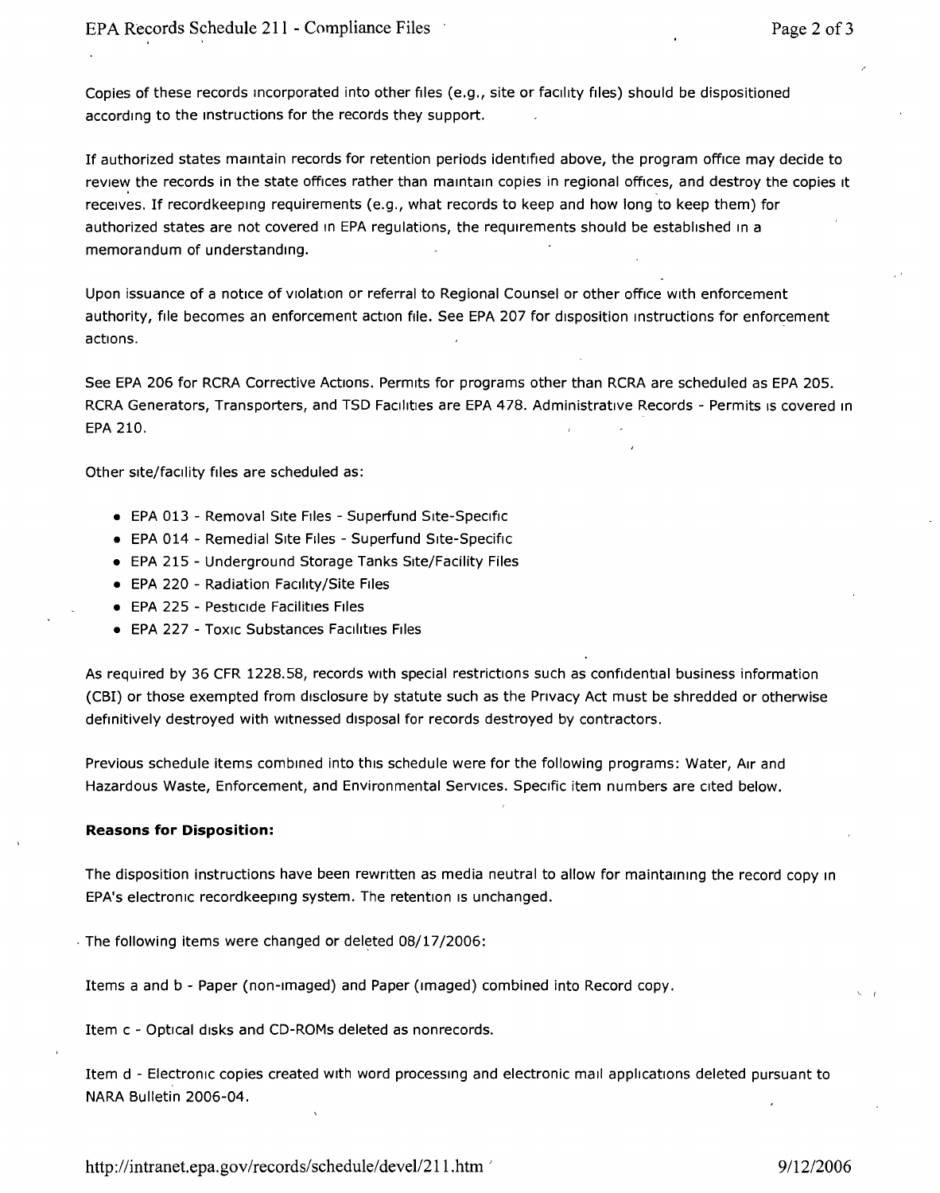Copies of these records incorporated into other files (e.g., site or facility files) should be dispositioned according to the instructions for the records they support.

If authorized states maintain records for retention periods identified above, the program office may decide to review the records in the state offices rather than maintain copies in regional offices, and destroy the copies it receives. If recordkeeping requirements (e.g., what records to keep and how long to keep them) for authorized states are not covered in EPA regulations, the requirements should be established in a memorandum of understanding.

Upon issuance of a notice of violation or referral to Regional Counsel or other office with enforcement authority, file becomes an enforcement action file. See EPA 207 for disposition instructions for enforcement actions.

See EPA 206 for RCRA Corrective Actions. Permits for programs other than RCRA are scheduled as EPA 205. RCRA Generators, Transporters, and TSD Facilities are EPA 478. Administrative Records - Permits is covered in EPA 210.

Other site/facility files are scheduled as:

- EPA 013 - Removal Site Files - Superfund Site-Specific
- EPA 014 - Remedial Site Files - Superfund Site-Specific
- EPA 215 - Underground Storage Tanks Site/Facility Files
- EPA 220 - Radiation Facility/Site Files
- EPA 225 - Pesticide Facilities Files
- EPA 227 - Toxic Substances Facilities Files

As required by 36 CFR 1228.58, records with special restrictions such as confidential business information (CBI) or those exempted from disclosure by statute such as the Privacy Act must be shredded or otherwise definitively destroyed with witnessed disposal for records destroyed by contractors.

Previous schedule items combined into this schedule were for the following programs: Water, Air and Hazardous Waste, Enforcement, and Environmental Services. Specific item numbers are cited below.

**Reasons for Disposition:**

The disposition instructions have been rewritten as media neutral to allow for maintaining the record copy in EPA's electronic recordkeeping system. The retention is unchanged.

The following items were changed or deleted 08/17/2006:

Items a and b - Paper (non-imaged) and Paper (imaged) combined into Record copy.

Item c - Optical disks and CD-ROMs deleted as nonrecords.

Item d - Electronic copies created with word processing and electronic mail applications deleted pursuant to NARA Bulletin 2006-04.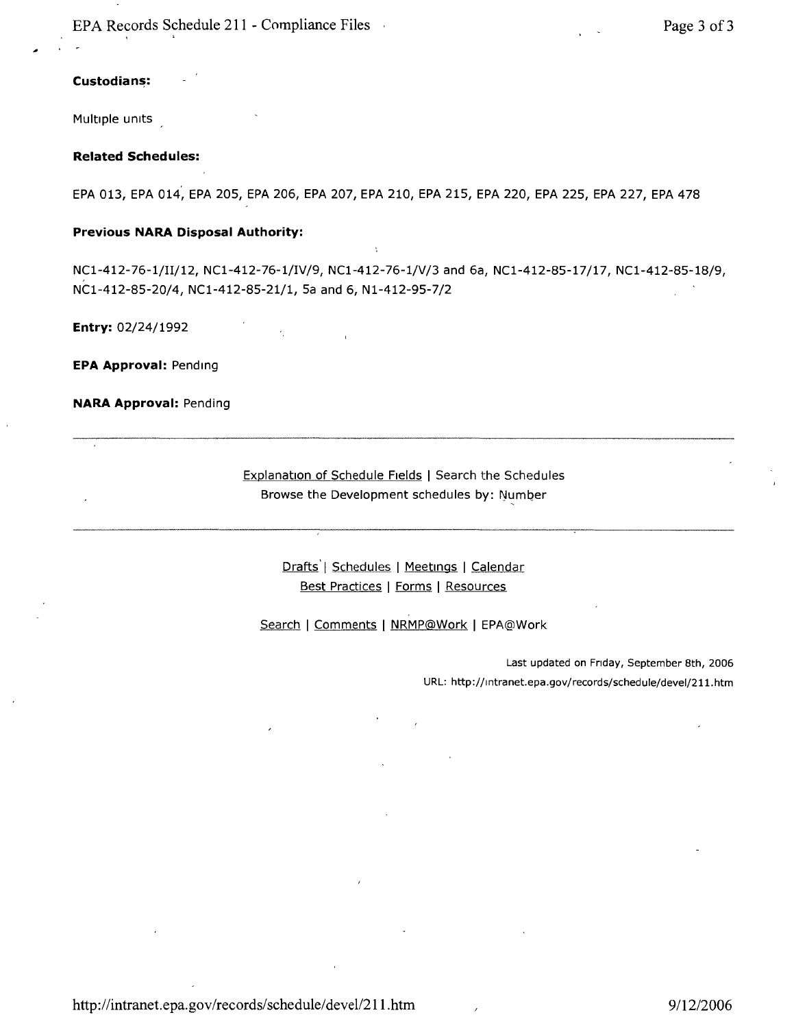**Custodians:**

Multiple units

**Related Schedules:**

EPA 013, EPA 014, EPA 205, EPA 206, EPA 207, EPA 210, EPA 215, EPA 220, EPA 225, EPA 227, EPA 478

**Previous NARA Disposal Authority:**

NC1-412-76-1/II/12, NC1-412-76-1/IV/9, NC1-412-76-1/V/3 and 6a, NC1-412-85-17/17, NC1-412-85-18/9, NC1-412-85-20/4, NC1-412-85-21/1, 5a and 6, N1-412-95-7/2

**Entry:** 02/24/1992

**EPA Approval:** Pending

**NARA Approval:** Pending

---

Explanation of Schedule Fields | Search the Schedules
Browse the Development schedules by: Number

---

Drafts | Schedules | Meetings | Calendar
Best Practices | Forms | Resources

Search | Comments | NRMP@Work | EPA@Work

Last updated on Friday, September 8th, 2006
URL: http://intranet.epa.gov/records/schedule/devel/211.htm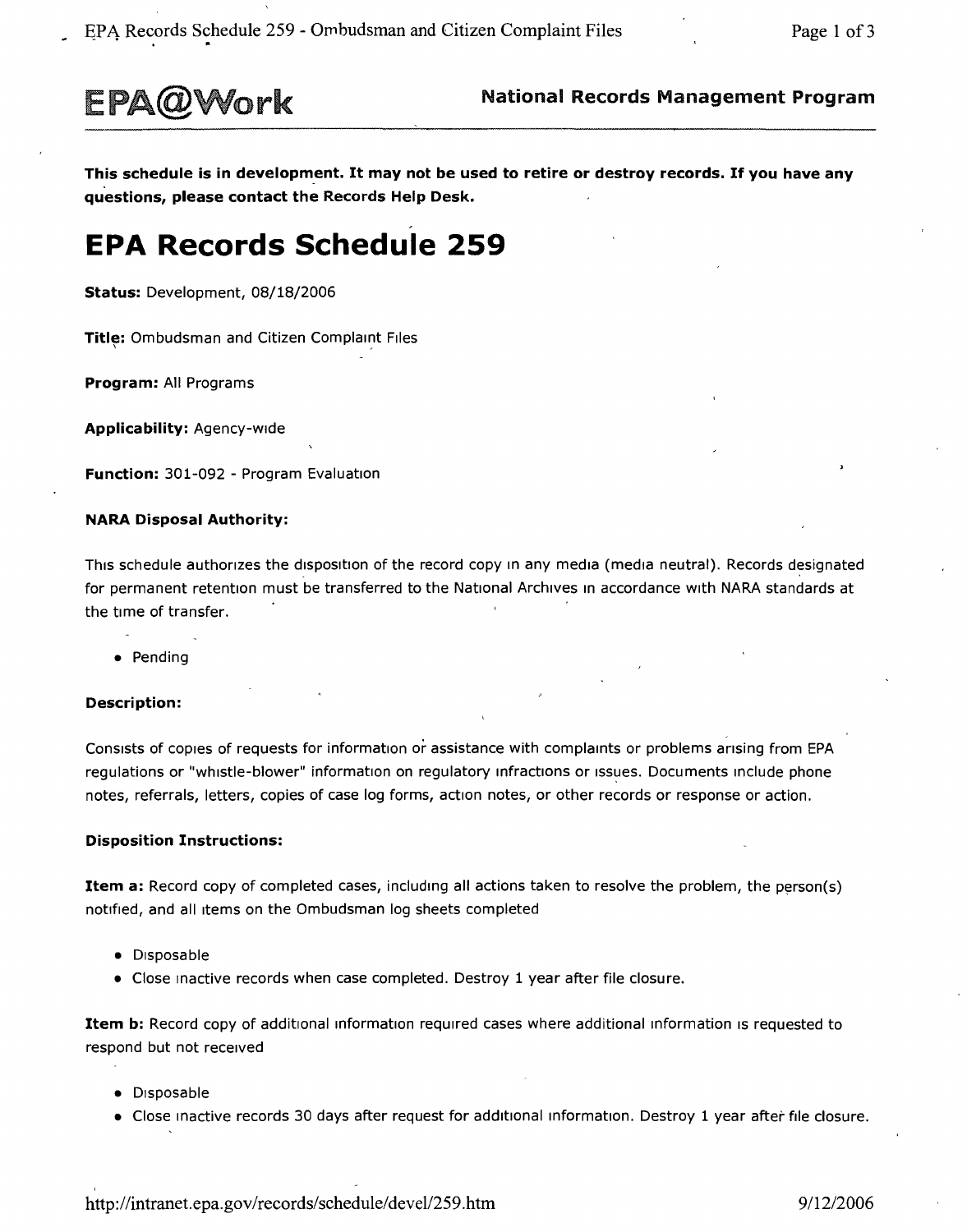**EPA@Work** National Records Management Program

**This schedule is in development. It may not be used to retire or destroy records. If you have any questions, please contact the Records Help Desk.**

# EPA Records Schedule 259

**Status:** Development, 08/18/2006

**Title:** Ombudsman and Citizen Complaint Files

**Program:** All Programs

**Applicability:** Agency-wide

**Function:** 301-092 - Program Evaluation

**NARA Disposal Authority:**

This schedule authorizes the disposition of the record copy in any media (media neutral). Records designated for permanent retention must be transferred to the National Archives in accordance with NARA standards at the time of transfer.

- Pending

**Description:**

Consists of copies of requests for information or assistance with complaints or problems arising from EPA regulations or "whistle-blower" information on regulatory infractions or issues. Documents include phone notes, referrals, letters, copies of case log forms, action notes, or other records or response or action.

**Disposition Instructions:**

**Item a:** Record copy of completed cases, including all actions taken to resolve the problem, the person(s) notified, and all items on the Ombudsman log sheets completed

- Disposable
- Close inactive records when case completed. Destroy 1 year after file closure.

**Item b:** Record copy of additional information required cases where additional information is requested to respond but not received

- Disposable
- Close inactive records 30 days after request for additional information. Destroy 1 year after file closure.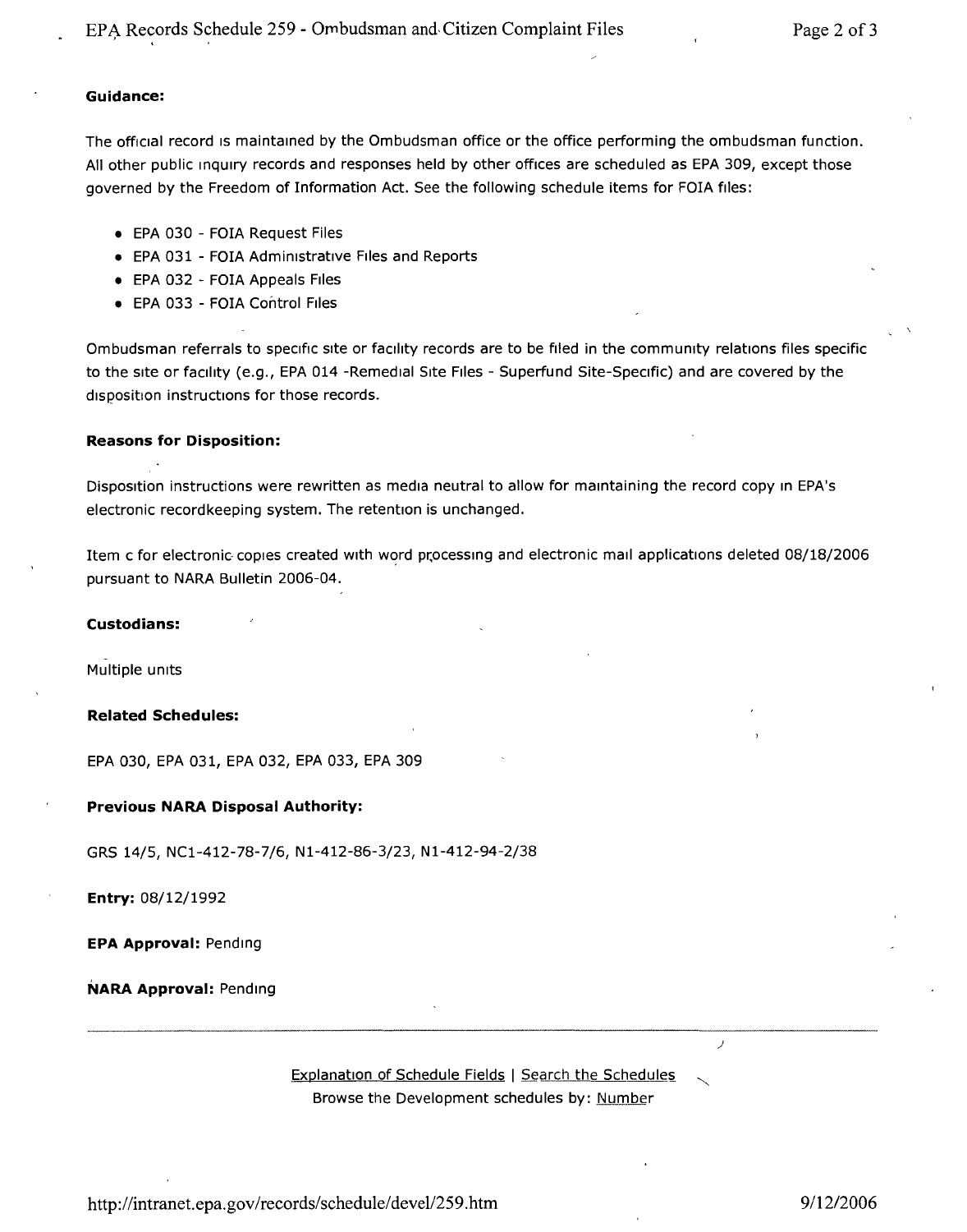**Guidance:**

The official record is maintained by the Ombudsman office or the office performing the ombudsman function. All other public inquiry records and responses held by other offices are scheduled as EPA 309, except those governed by the Freedom of Information Act. See the following schedule items for FOIA files:

- EPA 030 - FOIA Request Files
- EPA 031 - FOIA Administrative Files and Reports
- EPA 032 - FOIA Appeals Files
- EPA 033 - FOIA Control Files

Ombudsman referrals to specific site or facility records are to be filed in the community relations files specific to the site or facility (e.g., EPA 014 -Remedial Site Files - Superfund Site-Specific) and are covered by the disposition instructions for those records.

**Reasons for Disposition:**

Disposition instructions were rewritten as media neutral to allow for maintaining the record copy in EPA's electronic recordkeeping system. The retention is unchanged.

Item c for electronic copies created with word processing and electronic mail applications deleted 08/18/2006 pursuant to NARA Bulletin 2006-04.

**Custodians:**

Multiple units

**Related Schedules:**

EPA 030, EPA 031, EPA 032, EPA 033, EPA 309

**Previous NARA Disposal Authority:**

GRS 14/5, NC1-412-78-7/6, N1-412-86-3/23, N1-412-94-2/38

**Entry:** 08/12/1992

**EPA Approval:** Pending

**NARA Approval:** Pending

---

Explanation of Schedule Fields | Search the Schedules
Browse the Development schedules by: Number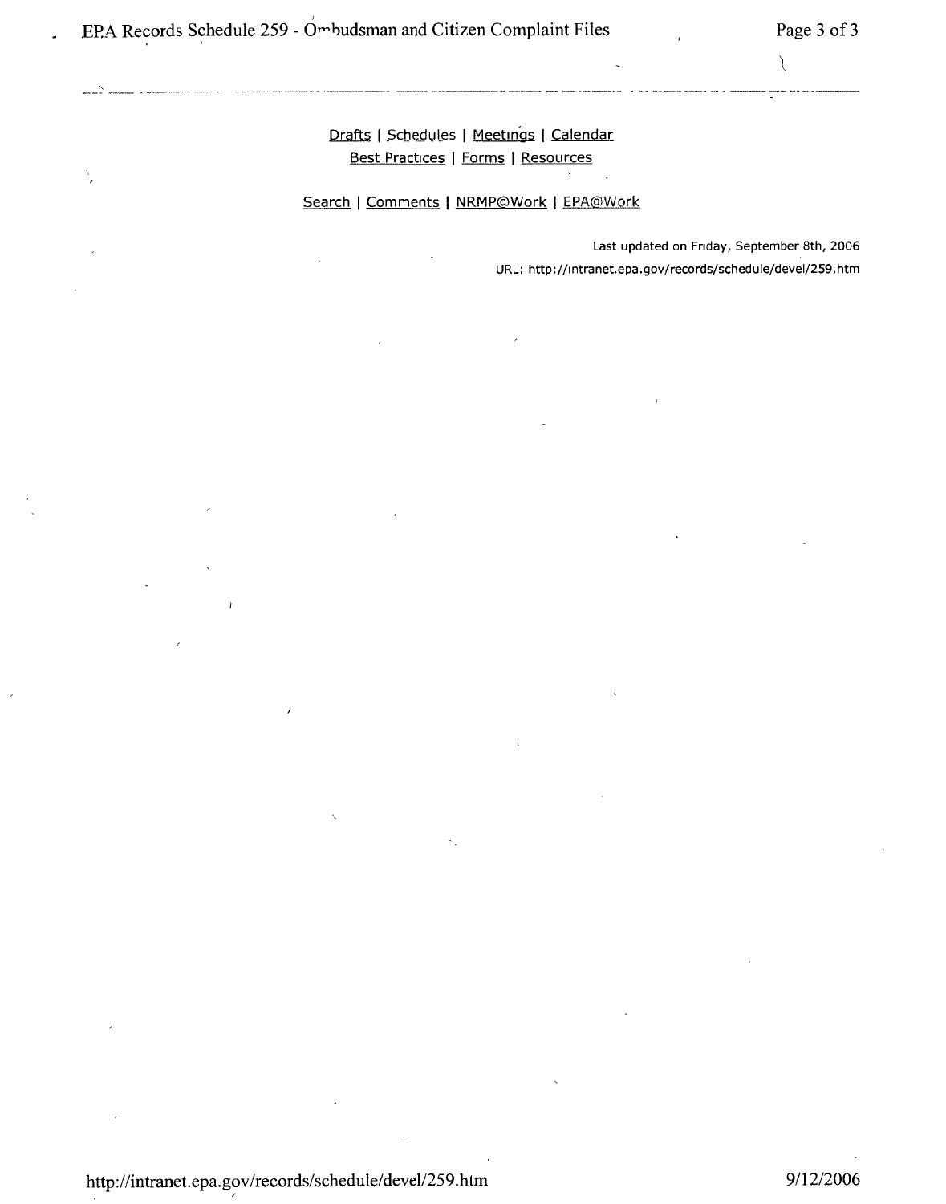Drafts | Schedules | Meetings | Calendar
Best Practices | Forms | Resources

Search | Comments | NRMP@Work | EPA@Work

Last updated on Friday, September 8th, 2006

URL: http://intranet.epa.gov/records/schedule/devel/259.htm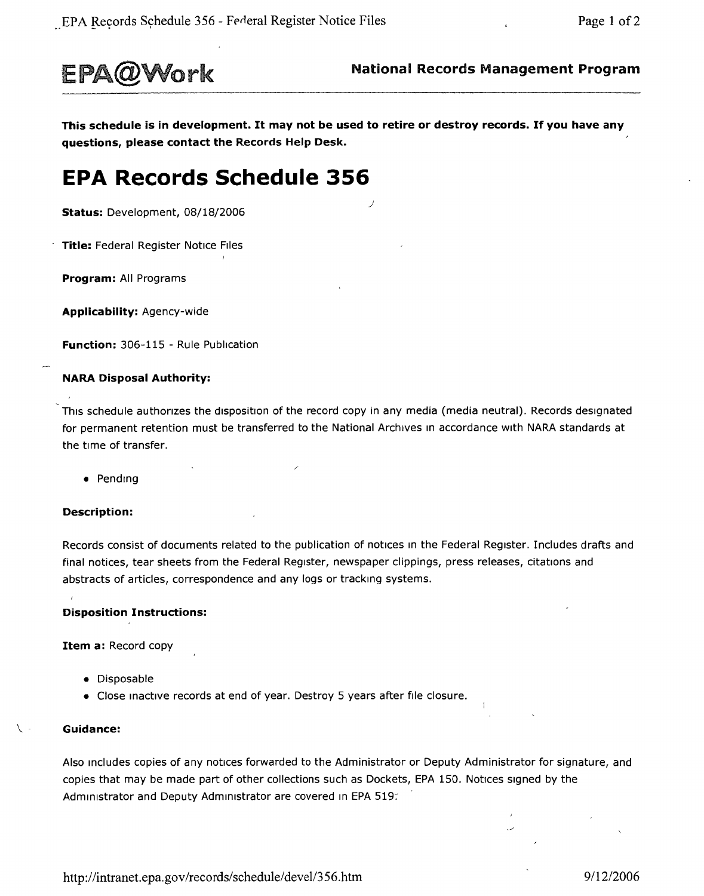**EPA@Work** **National Records Management Program**

**This schedule is in development. It may not be used to retire or destroy records. If you have any questions, please contact the Records Help Desk.**

# EPA Records Schedule 356

**Status:** Development, 08/18/2006

**Title:** Federal Register Notice Files

**Program:** All Programs

**Applicability:** Agency-wide

**Function:** 306-115 - Rule Publication

**NARA Disposal Authority:**

This schedule authorizes the disposition of the record copy in any media (media neutral). Records designated for permanent retention must be transferred to the National Archives in accordance with NARA standards at the time of transfer.

- Pending

**Description:**

Records consist of documents related to the publication of notices in the Federal Register. Includes drafts and final notices, tear sheets from the Federal Register, newspaper clippings, press releases, citations and abstracts of articles, correspondence and any logs or tracking systems.

**Disposition Instructions:**

**Item a:** Record copy

- Disposable
- Close inactive records at end of year. Destroy 5 years after file closure.

**Guidance:**

Also includes copies of any notices forwarded to the Administrator or Deputy Administrator for signature, and copies that may be made part of other collections such as Dockets, EPA 150. Notices signed by the Administrator and Deputy Administrator are covered in EPA 519.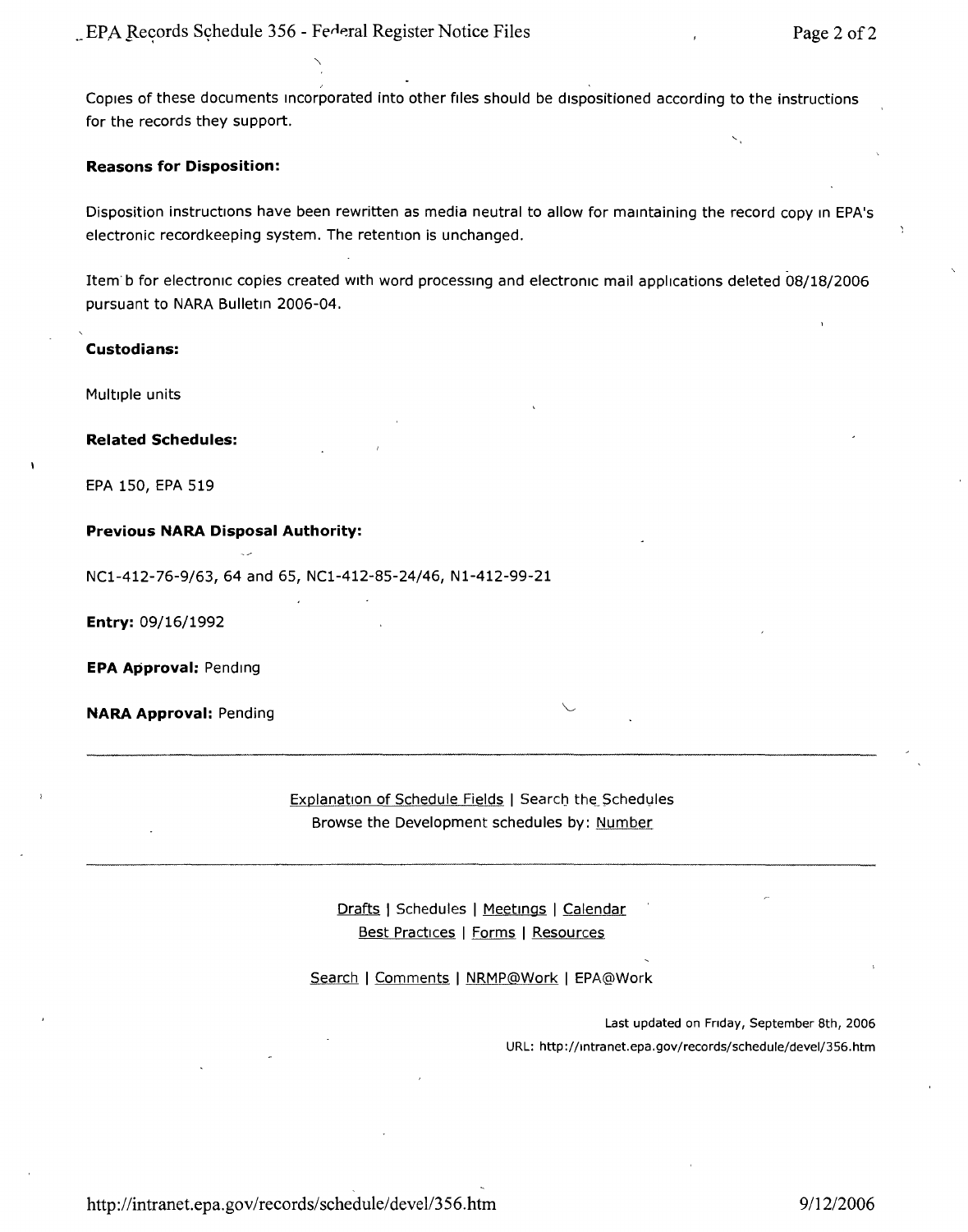Copies of these documents incorporated into other files should be dispositioned according to the instructions for the records they support.

**Reasons for Disposition:**

Disposition instructions have been rewritten as media neutral to allow for maintaining the record copy in EPA's electronic recordkeeping system. The retention is unchanged.

Item b for electronic copies created with word processing and electronic mail applications deleted 08/18/2006 pursuant to NARA Bulletin 2006-04.

**Custodians:**

Multiple units

**Related Schedules:**

EPA 150, EPA 519

**Previous NARA Disposal Authority:**

NC1-412-76-9/63, 64 and 65, NC1-412-85-24/46, N1-412-99-21

**Entry:** 09/16/1992

**EPA Approval:** Pending

**NARA Approval:** Pending

---

Explanation of Schedule Fields | Search the Schedules
Browse the Development schedules by: Number

---

Drafts | Schedules | Meetings | Calendar
Best Practices | Forms | Resources

Search | Comments | NRMP@Work | EPA@Work

Last updated on Friday, September 8th, 2006
URL: http://intranet.epa.gov/records/schedule/devel/356.htm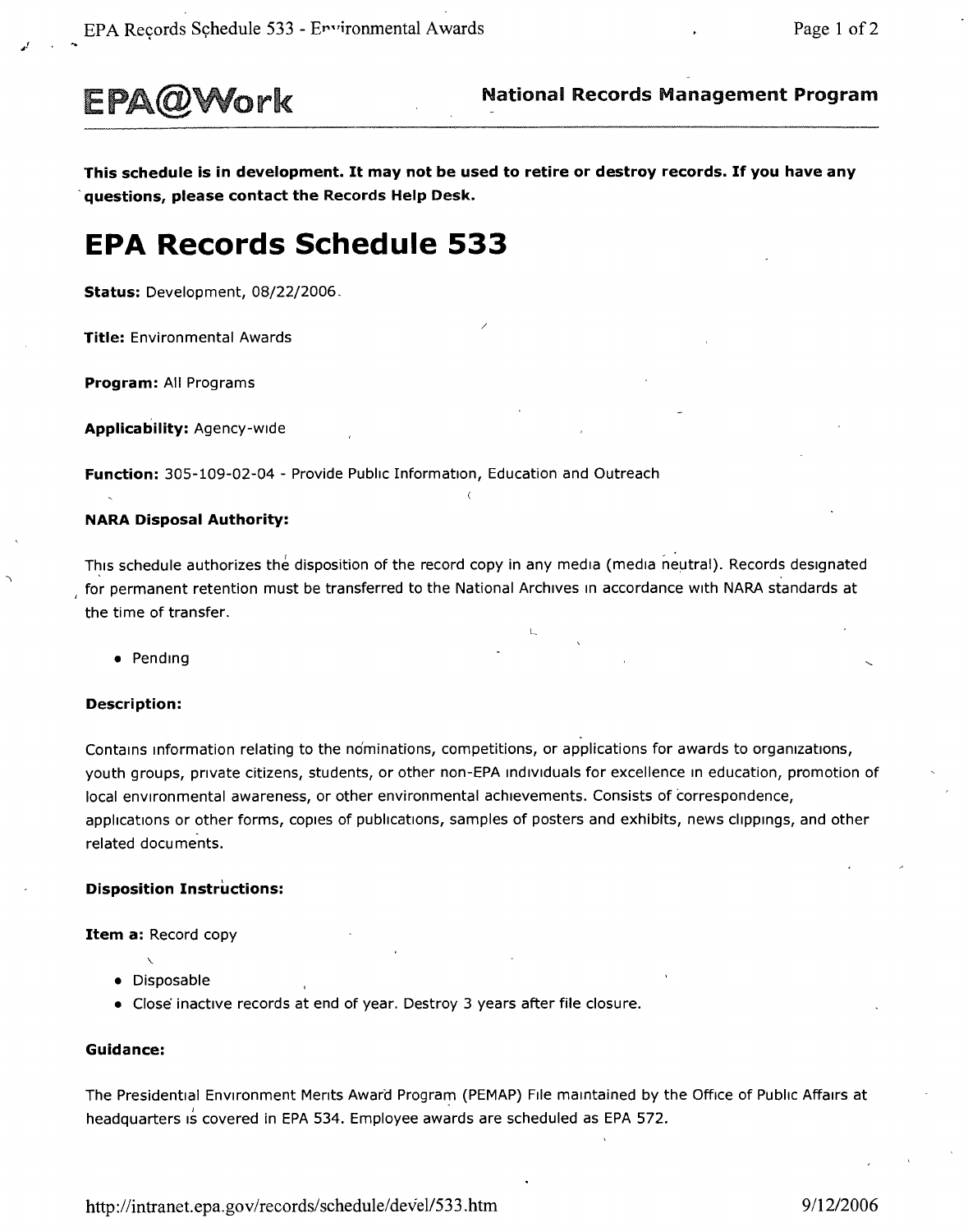EPA@Work    **National Records Management Program**

**This schedule is in development. It may not be used to retire or destroy records. If you have any questions, please contact the Records Help Desk.**

# EPA Records Schedule 533

**Status:** Development, 08/22/2006.

**Title:** Environmental Awards

**Program:** All Programs

**Applicability:** Agency-wide

**Function:** 305-109-02-04 - Provide Public Information, Education and Outreach

**NARA Disposal Authority:**

This schedule authorizes the disposition of the record copy in any media (media neutral). Records designated for permanent retention must be transferred to the National Archives in accordance with NARA standards at the time of transfer.

- Pending

**Description:**

Contains information relating to the nominations, competitions, or applications for awards to organizations, youth groups, private citizens, students, or other non-EPA individuals for excellence in education, promotion of local environmental awareness, or other environmental achievements. Consists of correspondence, applications or other forms, copies of publications, samples of posters and exhibits, news clippings, and other related documents.

**Disposition Instructions:**

**Item a:** Record copy

- Disposable
- Close inactive records at end of year. Destroy 3 years after file closure.

**Guidance:**

The Presidential Environment Merits Award Program (PEMAP) File maintained by the Office of Public Affairs at headquarters is covered in EPA 534. Employee awards are scheduled as EPA 572.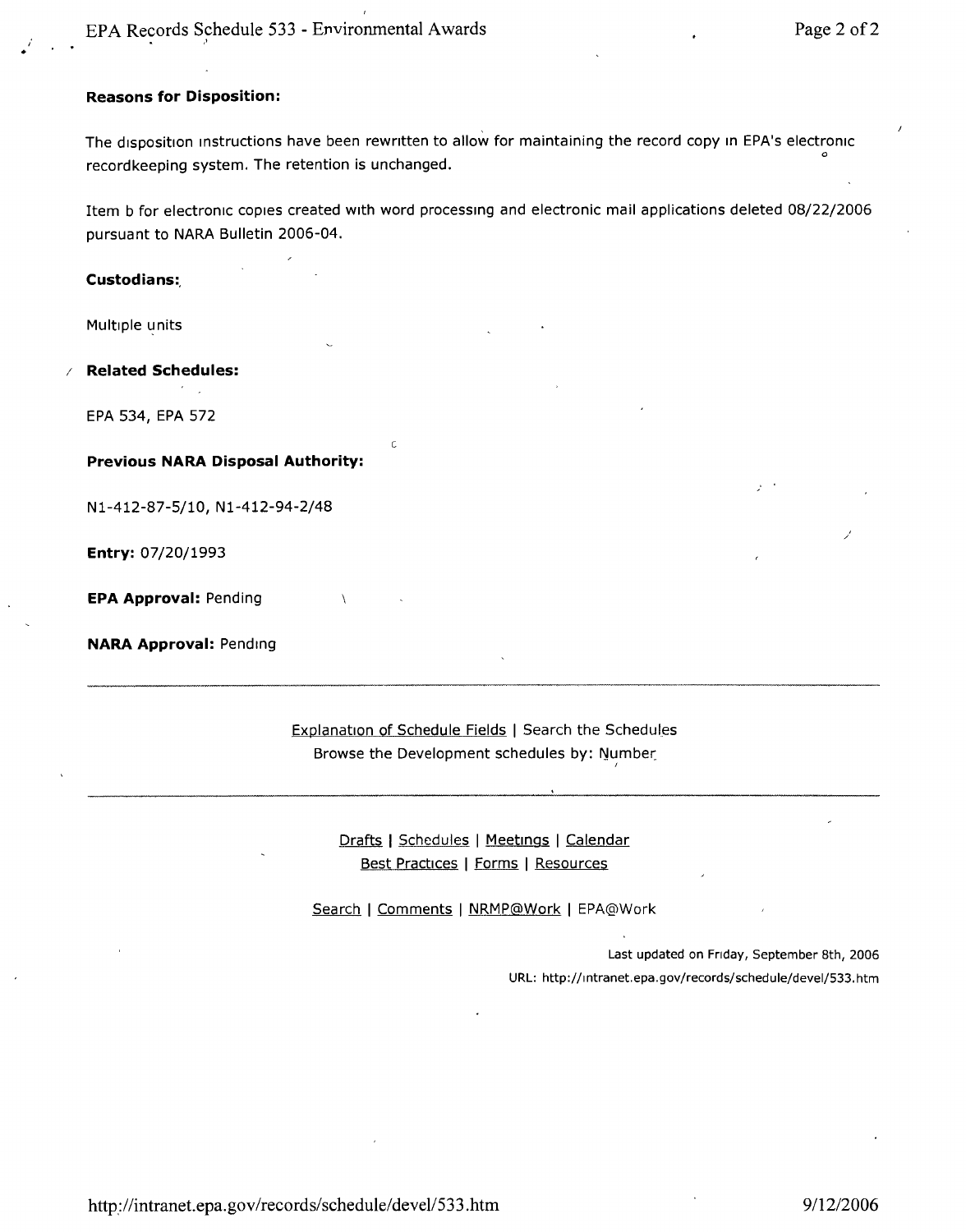**Reasons for Disposition:**

The disposition instructions have been rewritten to allow for maintaining the record copy in EPA's electronic recordkeeping system. The retention is unchanged.

Item b for electronic copies created with word processing and electronic mail applications deleted 08/22/2006 pursuant to NARA Bulletin 2006-04.

**Custodians:**

Multiple units

**Related Schedules:**

EPA 534, EPA 572

**Previous NARA Disposal Authority:**

N1-412-87-5/10, N1-412-94-2/48

**Entry:** 07/20/1993

**EPA Approval:** Pending

**NARA Approval:** Pending

---

Explanation of Schedule Fields | Search the Schedules
Browse the Development schedules by: Number

---

Drafts | Schedules | Meetings | Calendar
Best Practices | Forms | Resources

Search | Comments | NRMP@Work | EPA@Work

Last updated on Friday, September 8th, 2006
URL: http://intranet.epa.gov/records/schedule/devel/533.htm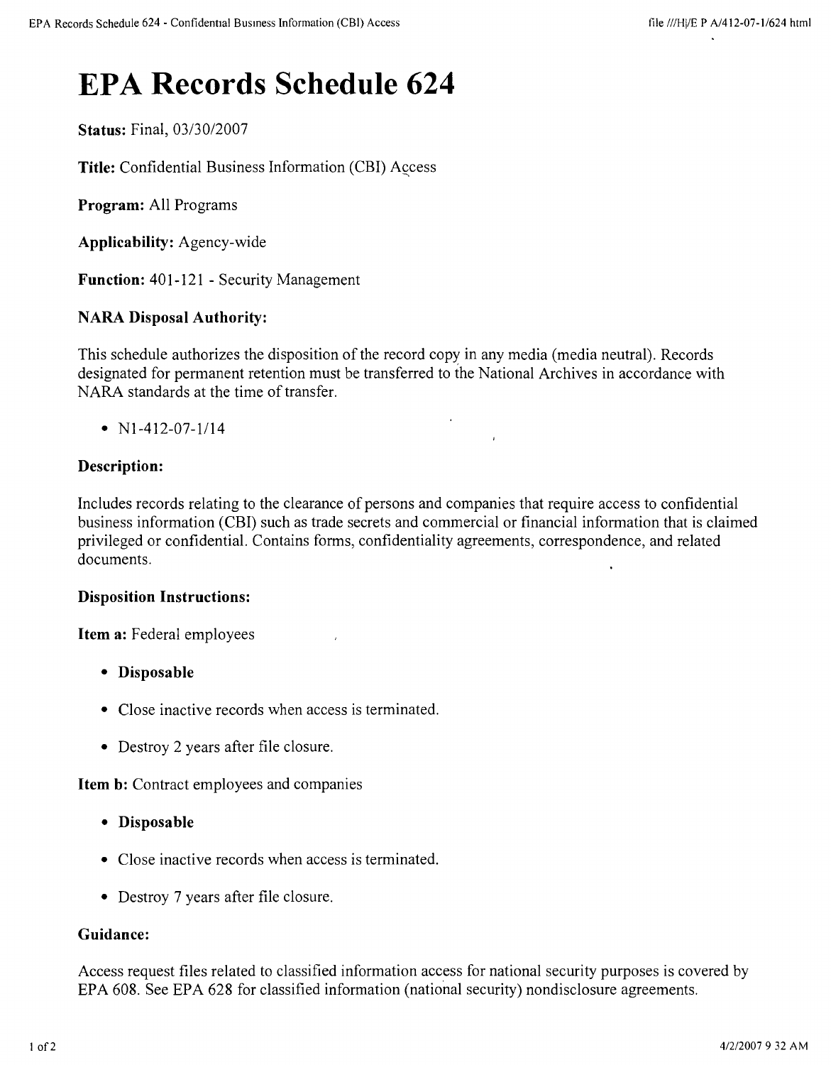# EPA Records Schedule 624

**Status:** Final, 03/30/2007

**Title:** Confidential Business Information (CBI) Access

**Program:** All Programs

**Applicability:** Agency-wide

**Function:** 401-121 - Security Management

### NARA Disposal Authority:

This schedule authorizes the disposition of the record copy in any media (media neutral). Records designated for permanent retention must be transferred to the National Archives in accordance with NARA standards at the time of transfer.

- N1-412-07-1/14

### Description:

Includes records relating to the clearance of persons and companies that require access to confidential business information (CBI) such as trade secrets and commercial or financial information that is claimed privileged or confidential. Contains forms, confidentiality agreements, correspondence, and related documents.

### Disposition Instructions:

**Item a:** Federal employees

- **Disposable**
- Close inactive records when access is terminated.
- Destroy 2 years after file closure.

**Item b:** Contract employees and companies

- **Disposable**
- Close inactive records when access is terminated.
- Destroy 7 years after file closure.

### Guidance:

Access request files related to classified information access for national security purposes is covered by EPA 608. See EPA 628 for classified information (national security) nondisclosure agreements.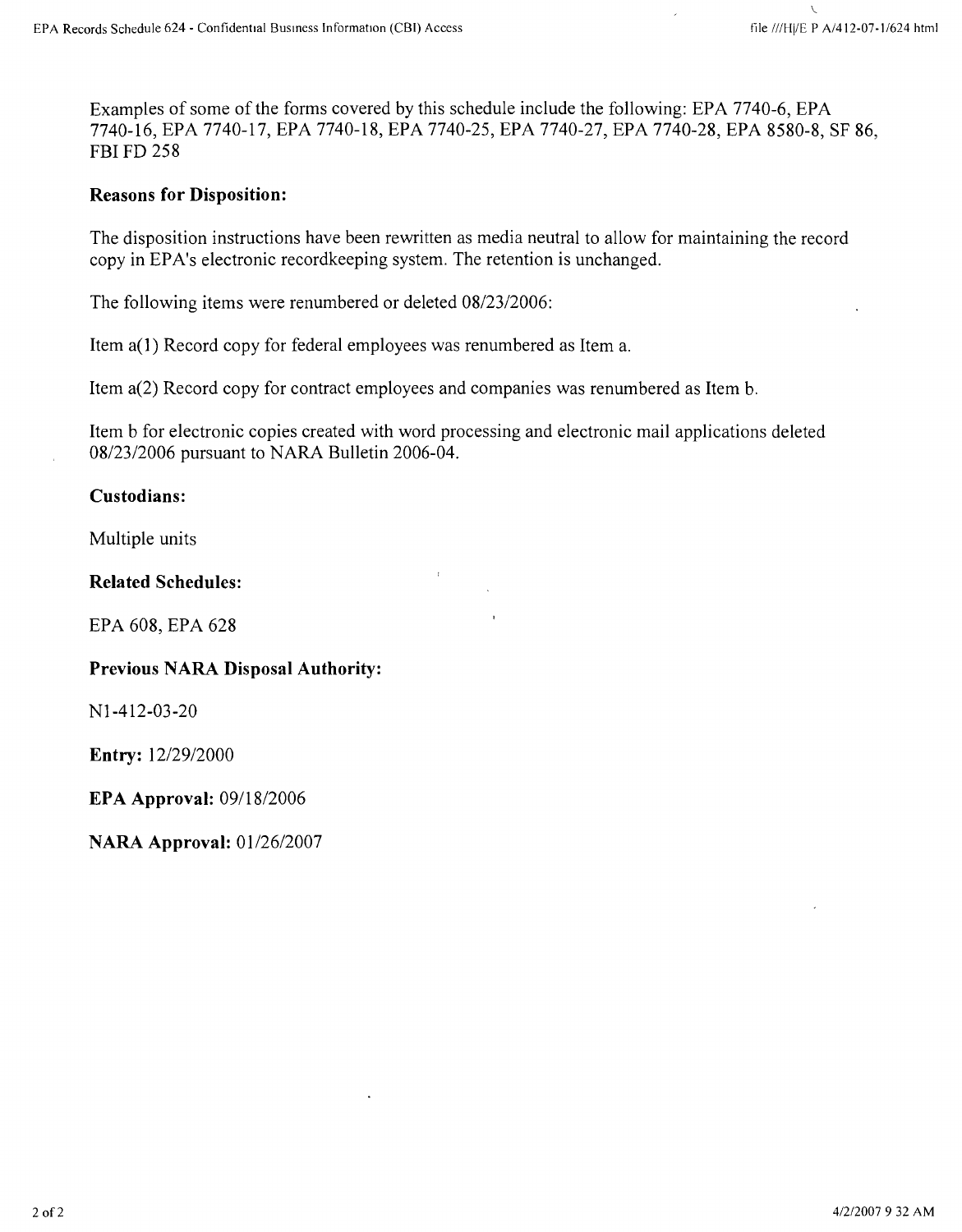Examples of some of the forms covered by this schedule include the following: EPA 7740-6, EPA 7740-16, EPA 7740-17, EPA 7740-18, EPA 7740-25, EPA 7740-27, EPA 7740-28, EPA 8580-8, SF 86, FBI FD 258

**Reasons for Disposition:**

The disposition instructions have been rewritten as media neutral to allow for maintaining the record copy in EPA's electronic recordkeeping system. The retention is unchanged.

The following items were renumbered or deleted 08/23/2006:

Item a(1) Record copy for federal employees was renumbered as Item a.

Item a(2) Record copy for contract employees and companies was renumbered as Item b.

Item b for electronic copies created with word processing and electronic mail applications deleted 08/23/2006 pursuant to NARA Bulletin 2006-04.

**Custodians:**

Multiple units

**Related Schedules:**

EPA 608, EPA 628

**Previous NARA Disposal Authority:**

N1-412-03-20

**Entry:** 12/29/2000

**EPA Approval:** 09/18/2006

**NARA Approval:** 01/26/2007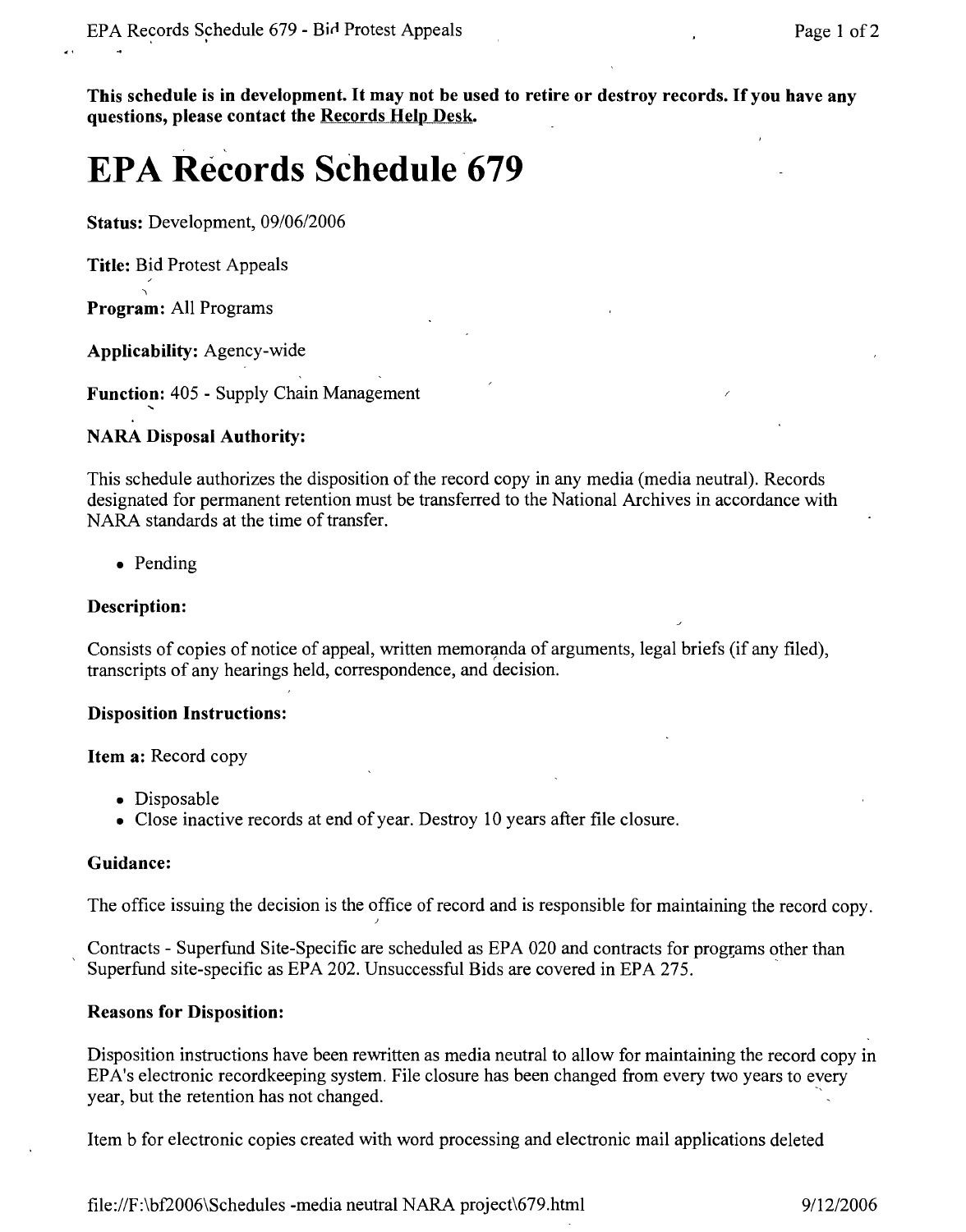**This schedule is in development. It may not be used to retire or destroy records. If you have any questions, please contact the Records Help Desk.**

# EPA Records Schedule 679

**Status:** Development, 09/06/2006

**Title:** Bid Protest Appeals

**Program:** All Programs

**Applicability:** Agency-wide

**Function:** 405 - Supply Chain Management

**NARA Disposal Authority:**

This schedule authorizes the disposition of the record copy in any media (media neutral). Records designated for permanent retention must be transferred to the National Archives in accordance with NARA standards at the time of transfer.

- Pending

**Description:**

Consists of copies of notice of appeal, written memoranda of arguments, legal briefs (if any filed), transcripts of any hearings held, correspondence, and decision.

**Disposition Instructions:**

**Item a:** Record copy

- Disposable
- Close inactive records at end of year. Destroy 10 years after file closure.

**Guidance:**

The office issuing the decision is the office of record and is responsible for maintaining the record copy.

Contracts - Superfund Site-Specific are scheduled as EPA 020 and contracts for programs other than Superfund site-specific as EPA 202. Unsuccessful Bids are covered in EPA 275.

**Reasons for Disposition:**

Disposition instructions have been rewritten as media neutral to allow for maintaining the record copy in EPA's electronic recordkeeping system. File closure has been changed from every two years to every year, but the retention has not changed.

Item b for electronic copies created with word processing and electronic mail applications deleted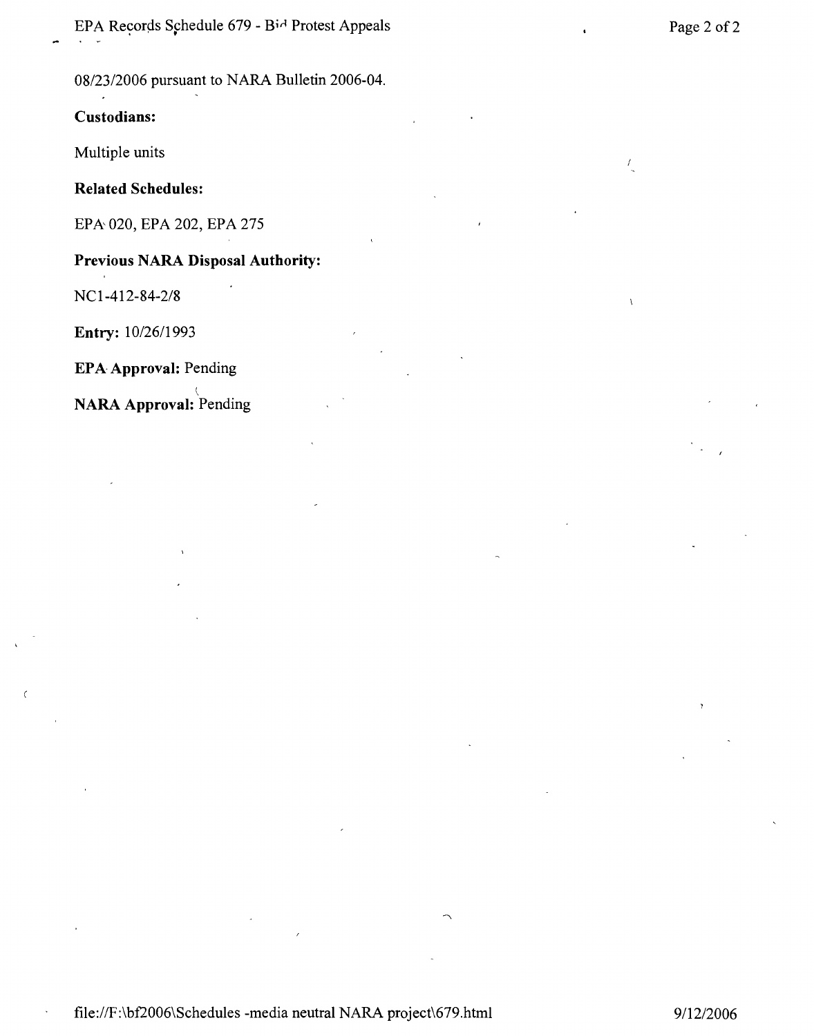08/23/2006 pursuant to NARA Bulletin 2006-04.

**Custodians:**

Multiple units

**Related Schedules:**

EPA 020, EPA 202, EPA 275

**Previous NARA Disposal Authority:**

NC1-412-84-2/8

**Entry:** 10/26/1993

**EPA Approval:** Pending

**NARA Approval:** Pending